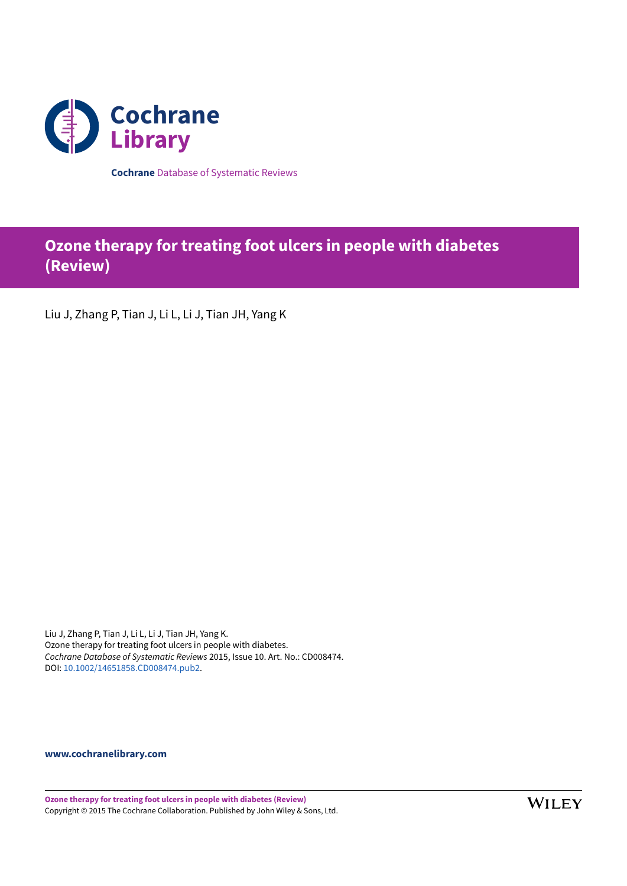**Cochrane** Database of Systematic Reviews

# Ozone therapy for treating foot ulcers in people with diabetes (Review)

Liu J, Zhang P, Tian J, Li L, Li J, Tian JH, Yang K

Liu J, Zhang P, Tian J, Li L, Li J, Tian JH, Yang K.
Ozone therapy for treating foot ulcers in people with diabetes.
*Cochrane Database of Systematic Reviews* 2015, Issue 10. Art. No.: CD008474.
DOI: 10.1002/14651858.CD008474.pub2.

**www.cochranelibrary.com**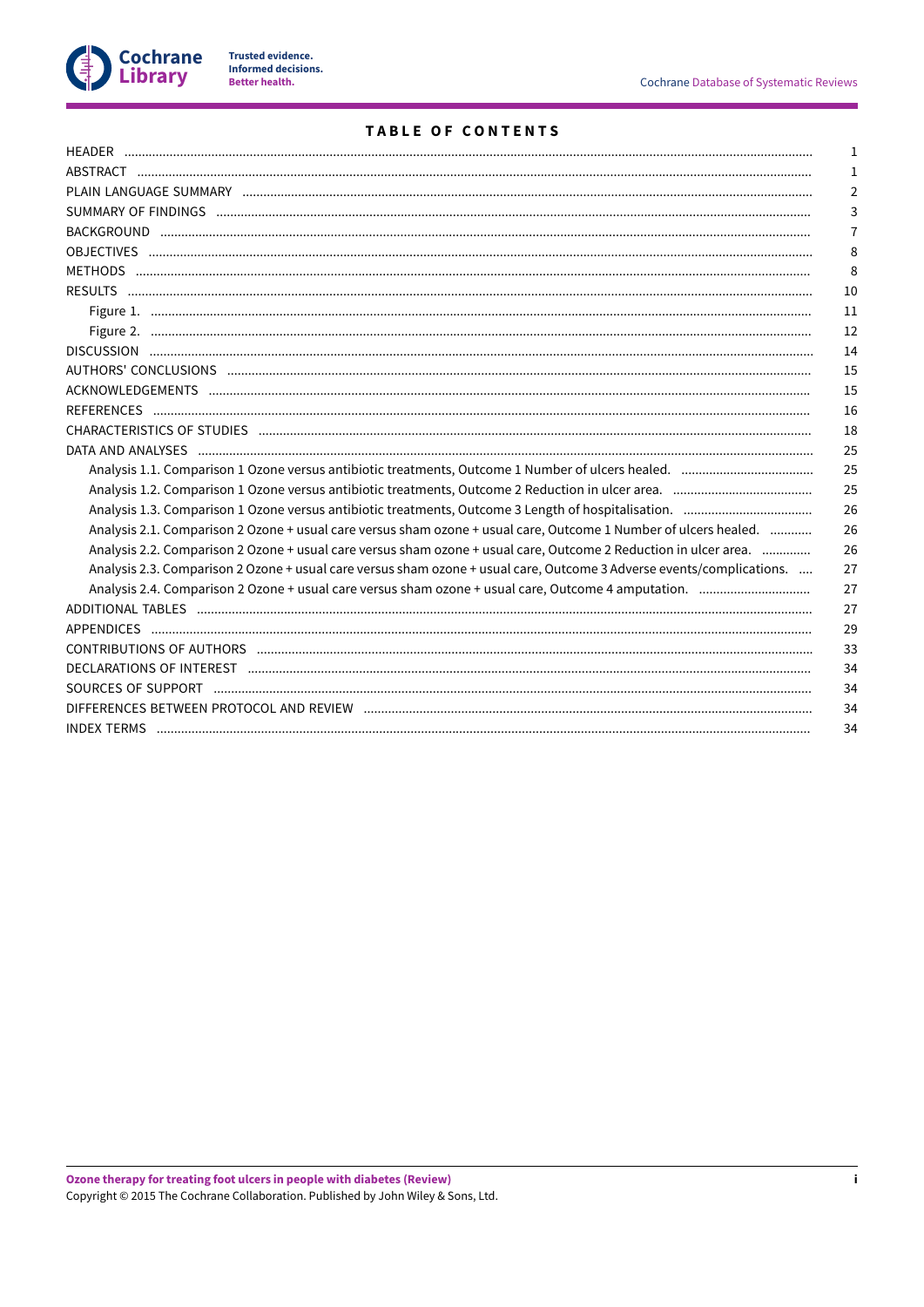# TABLE OF CONTENTS

| | |
|---|---|
| HEADER | 1 |
| ABSTRACT | 1 |
| PLAIN LANGUAGE SUMMARY | 2 |
| SUMMARY OF FINDINGS | 3 |
| BACKGROUND | 7 |
| OBJECTIVES | 8 |
| METHODS | 8 |
| RESULTS | 10 |
| Figure 1. | 11 |
| Figure 2. | 12 |
| DISCUSSION | 14 |
| AUTHORS' CONCLUSIONS | 15 |
| ACKNOWLEDGEMENTS | 15 |
| REFERENCES | 16 |
| CHARACTERISTICS OF STUDIES | 18 |
| DATA AND ANALYSES | 25 |
| Analysis 1.1. Comparison 1 Ozone versus antibiotic treatments, Outcome 1 Number of ulcers healed. | 25 |
| Analysis 1.2. Comparison 1 Ozone versus antibiotic treatments, Outcome 2 Reduction in ulcer area. | 25 |
| Analysis 1.3. Comparison 1 Ozone versus antibiotic treatments, Outcome 3 Length of hospitalisation. | 26 |
| Analysis 2.1. Comparison 2 Ozone + usual care versus sham ozone + usual care, Outcome 1 Number of ulcers healed. | 26 |
| Analysis 2.2. Comparison 2 Ozone + usual care versus sham ozone + usual care, Outcome 2 Reduction in ulcer area. | 26 |
| Analysis 2.3. Comparison 2 Ozone + usual care versus sham ozone + usual care, Outcome 3 Adverse events/complications. | 27 |
| Analysis 2.4. Comparison 2 Ozone + usual care versus sham ozone + usual care, Outcome 4 amputation. | 27 |
| ADDITIONAL TABLES | 27 |
| APPENDICES | 29 |
| CONTRIBUTIONS OF AUTHORS | 33 |
| DECLARATIONS OF INTEREST | 34 |
| SOURCES OF SUPPORT | 34 |
| DIFFERENCES BETWEEN PROTOCOL AND REVIEW | 34 |
| INDEX TERMS | 34 |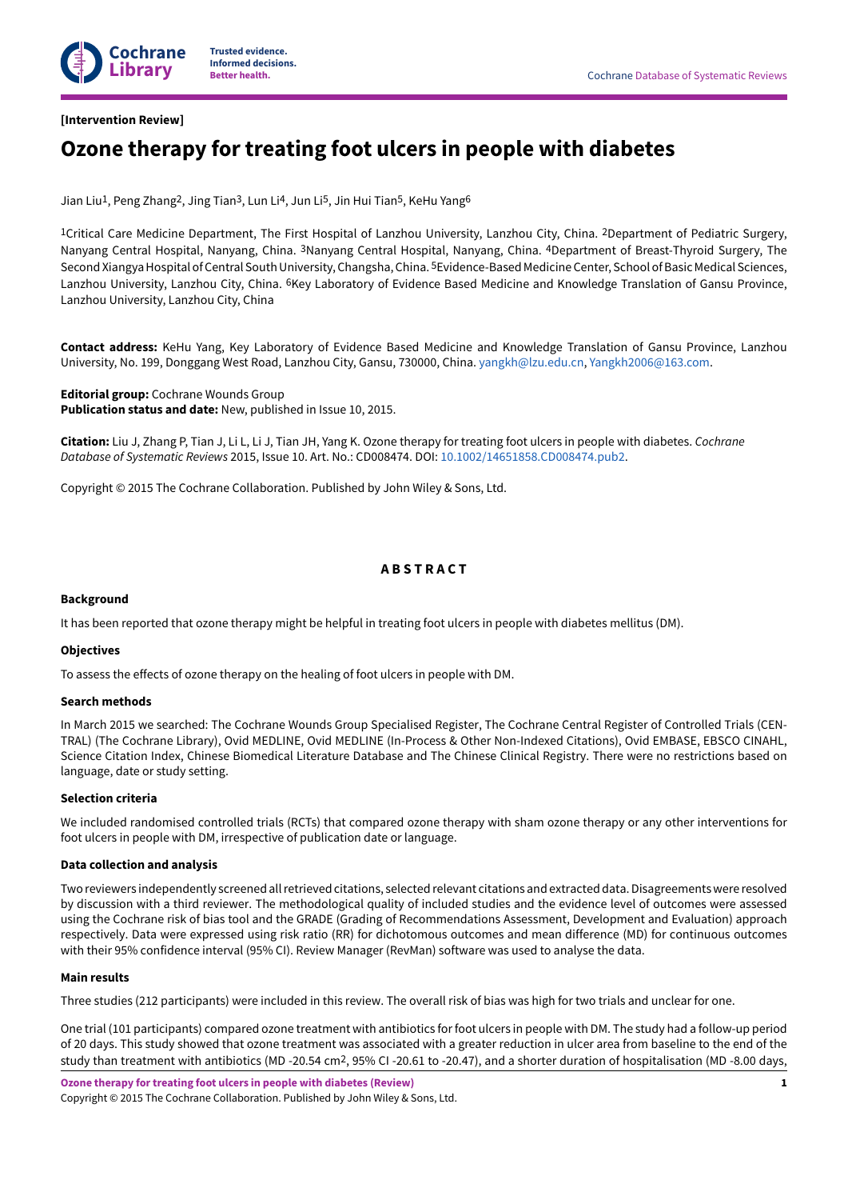[Intervention Review]

# Ozone therapy for treating foot ulcers in people with diabetes

Jian Liu[1], Peng Zhang[2], Jing Tian[3], Lun Li[4], Jun Li[5], Jin Hui Tian[5], KeHu Yang[6]

[1]Critical Care Medicine Department, The First Hospital of Lanzhou University, Lanzhou City, China. [2]Department of Pediatric Surgery, Nanyang Central Hospital, Nanyang, China. [3]Nanyang Central Hospital, Nanyang, China. [4]Department of Breast-Thyroid Surgery, The Second Xiangya Hospital of Central South University, Changsha, China. [5]Evidence-Based Medicine Center, School of Basic Medical Sciences, Lanzhou University, Lanzhou City, China. [6]Key Laboratory of Evidence Based Medicine and Knowledge Translation of Gansu Province, Lanzhou University, Lanzhou City, China

**Contact address:** KeHu Yang, Key Laboratory of Evidence Based Medicine and Knowledge Translation of Gansu Province, Lanzhou University, No. 199, Donggang West Road, Lanzhou City, Gansu, 730000, China. yangkh@lzu.edu.cn, Yangkh2006@163.com.

**Editorial group:** Cochrane Wounds Group
**Publication status and date:** New, published in Issue 10, 2015.

**Citation:** Liu J, Zhang P, Tian J, Li L, Li J, Tian JH, Yang K. Ozone therapy for treating foot ulcers in people with diabetes. *Cochrane Database of Systematic Reviews* 2015, Issue 10. Art. No.: CD008474. DOI: 10.1002/14651858.CD008474.pub2.

Copyright © 2015 The Cochrane Collaboration. Published by John Wiley & Sons, Ltd.

## ABSTRACT

### Background

It has been reported that ozone therapy might be helpful in treating foot ulcers in people with diabetes mellitus (DM).

### Objectives

To assess the effects of ozone therapy on the healing of foot ulcers in people with DM.

### Search methods

In March 2015 we searched: The Cochrane Wounds Group Specialised Register, The Cochrane Central Register of Controlled Trials (CENTRAL) (The Cochrane Library), Ovid MEDLINE, Ovid MEDLINE (In-Process & Other Non-Indexed Citations), Ovid EMBASE, EBSCO CINAHL, Science Citation Index, Chinese Biomedical Literature Database and The Chinese Clinical Registry. There were no restrictions based on language, date or study setting.

### Selection criteria

We included randomised controlled trials (RCTs) that compared ozone therapy with sham ozone therapy or any other interventions for foot ulcers in people with DM, irrespective of publication date or language.

### Data collection and analysis

Two reviewers independently screened all retrieved citations, selected relevant citations and extracted data. Disagreements were resolved by discussion with a third reviewer. The methodological quality of included studies and the evidence level of outcomes were assessed using the Cochrane risk of bias tool and the GRADE (Grading of Recommendations Assessment, Development and Evaluation) approach respectively. Data were expressed using risk ratio (RR) for dichotomous outcomes and mean difference (MD) for continuous outcomes with their 95% confidence interval (95% CI). Review Manager (RevMan) software was used to analyse the data.

### Main results

Three studies (212 participants) were included in this review. The overall risk of bias was high for two trials and unclear for one.

One trial (101 participants) compared ozone treatment with antibiotics for foot ulcers in people with DM. The study had a follow-up period of 20 days. This study showed that ozone treatment was associated with a greater reduction in ulcer area from baseline to the end of the study than treatment with antibiotics (MD -20.54 $cm^2$, 95% CI -20.61 to -20.47), and a shorter duration of hospitalisation (MD -8.00 days,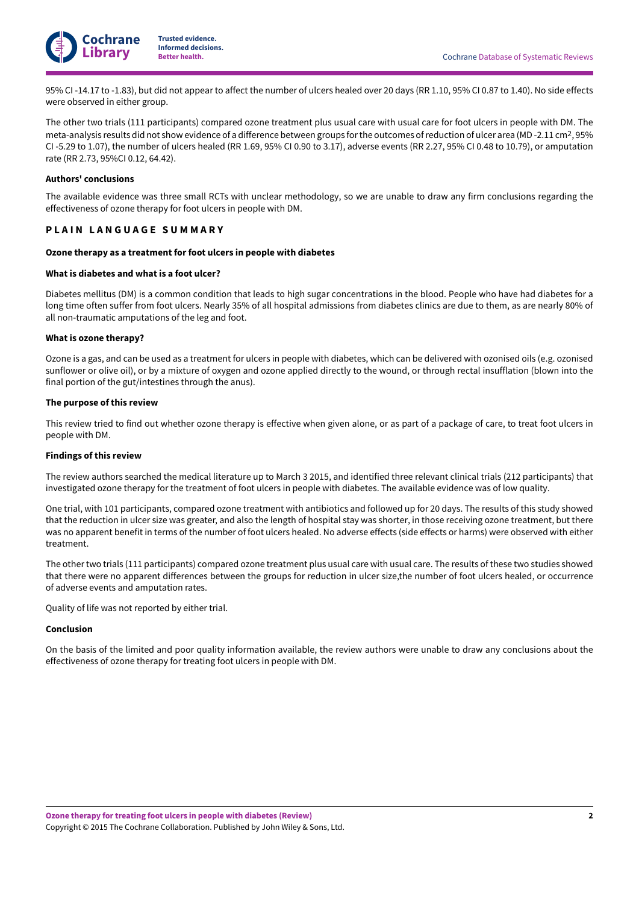95% CI -14.17 to -1.83), but did not appear to affect the number of ulcers healed over 20 days (RR 1.10, 95% CI 0.87 to 1.40). No side effects were observed in either group.

The other two trials (111 participants) compared ozone treatment plus usual care with usual care for foot ulcers in people with DM. The meta-analysis results did not show evidence of a difference between groups for the outcomes of reduction of ulcer area (MD -2.11 $cm^2$, 95% CI -5.29 to 1.07), the number of ulcers healed (RR 1.69, 95% CI 0.90 to 3.17), adverse events (RR 2.27, 95% CI 0.48 to 10.79), or amputation rate (RR 2.73, 95%CI 0.12, 64.42).

### Authors' conclusions

The available evidence was three small RCTs with unclear methodology, so we are unable to draw any firm conclusions regarding the effectiveness of ozone therapy for foot ulcers in people with DM.

## PLAIN LANGUAGE SUMMARY

### Ozone therapy as a treatment for foot ulcers in people with diabetes

### What is diabetes and what is a foot ulcer?

Diabetes mellitus (DM) is a common condition that leads to high sugar concentrations in the blood. People who have had diabetes for a long time often suffer from foot ulcers. Nearly 35% of all hospital admissions from diabetes clinics are due to them, as are nearly 80% of all non-traumatic amputations of the leg and foot.

### What is ozone therapy?

Ozone is a gas, and can be used as a treatment for ulcers in people with diabetes, which can be delivered with ozonised oils (e.g. ozonised sunflower or olive oil), or by a mixture of oxygen and ozone applied directly to the wound, or through rectal insufflation (blown into the final portion of the gut/intestines through the anus).

### The purpose of this review

This review tried to find out whether ozone therapy is effective when given alone, or as part of a package of care, to treat foot ulcers in people with DM.

### Findings of this review

The review authors searched the medical literature up to March 3 2015, and identified three relevant clinical trials (212 participants) that investigated ozone therapy for the treatment of foot ulcers in people with diabetes. The available evidence was of low quality.

One trial, with 101 participants, compared ozone treatment with antibiotics and followed up for 20 days. The results of this study showed that the reduction in ulcer size was greater, and also the length of hospital stay was shorter, in those receiving ozone treatment, but there was no apparent benefit in terms of the number of foot ulcers healed. No adverse effects (side effects or harms) were observed with either treatment.

The other two trials (111 participants) compared ozone treatment plus usual care with usual care. The results of these two studies showed that there were no apparent differences between the groups for reduction in ulcer size,the number of foot ulcers healed, or occurrence of adverse events and amputation rates.

Quality of life was not reported by either trial.

### Conclusion

On the basis of the limited and poor quality information available, the review authors were unable to draw any conclusions about the effectiveness of ozone therapy for treating foot ulcers in people with DM.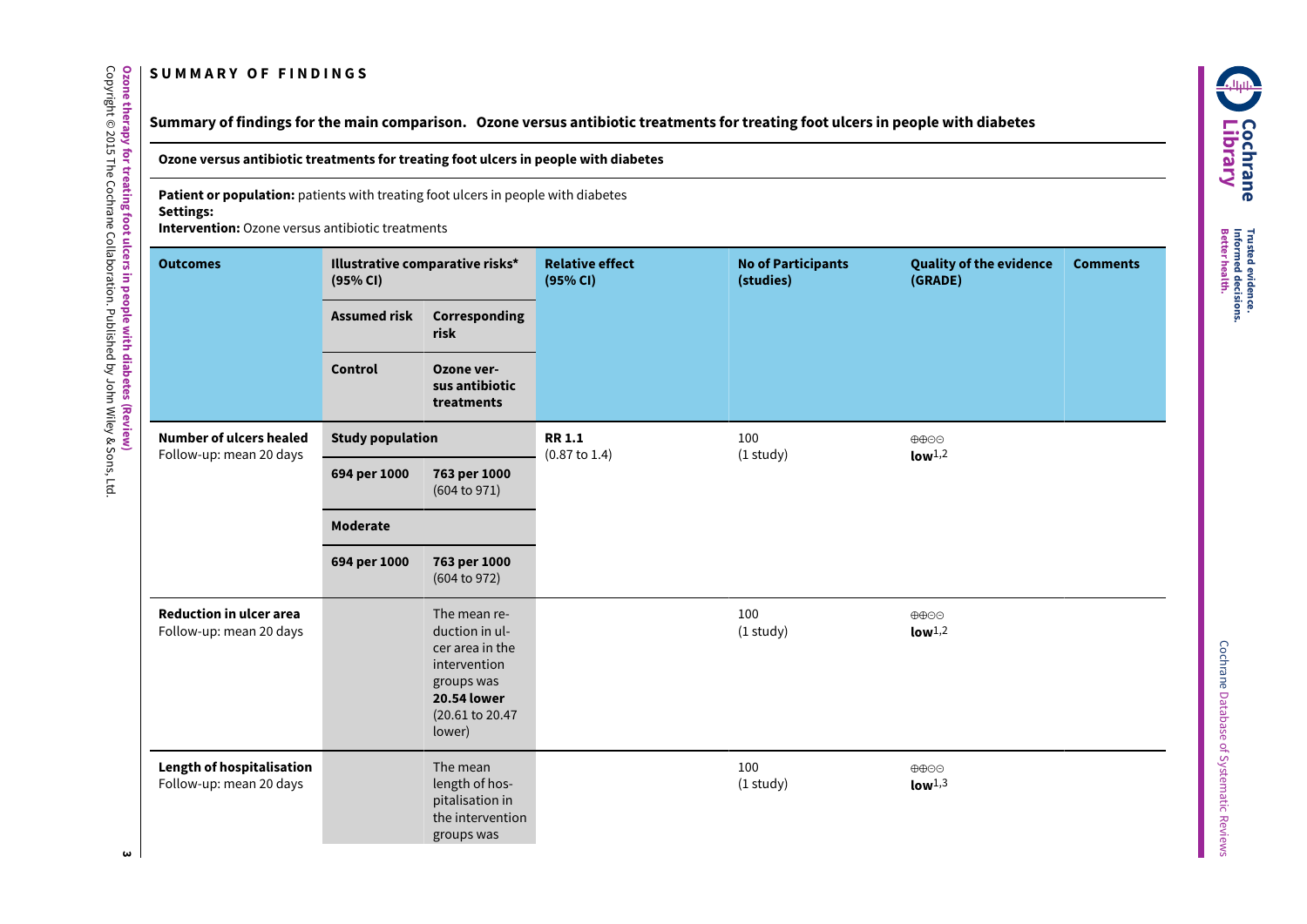## SUMMARY OF FINDINGS

**Summary of findings for the main comparison. Ozone versus antibiotic treatments for treating foot ulcers in people with diabetes**

**Ozone versus antibiotic treatments for treating foot ulcers in people with diabetes**

**Patient or population:** patients with treating foot ulcers in people with diabetes
**Settings:**
**Intervention:** Ozone versus antibiotic treatments

| Outcomes | Illustrative comparative risks* (95% CI) | | Relative effect (95% CI) | No of Participants (studies) | Quality of the evidence (GRADE) | Comments |
|---|---|---|---|---|---|---|
| | Assumed risk | Corresponding risk | | | | |
| | Control | Ozone versus antibiotic treatments | | | | |
| **Number of ulcers healed** Follow-up: mean 20 days | **Study population** | | **RR 1.1** (0.87 to 1.4) | 100 (1 study) | ⊕⊕⊝⊝ **low**[1,2] | |
| | **694 per 1000** | **763 per 1000** (604 to 971) | | | | |
| | **Moderate** | | | | | |
| | **694 per 1000** | **763 per 1000** (604 to 972) | | | | |
| **Reduction in ulcer area** Follow-up: mean 20 days | | The mean reduction in ulcer area in the intervention groups was **20.54 lower** (20.61 to 20.47 lower) | | 100 (1 study) | ⊕⊕⊝⊝ **low**[1,2] | |
| **Length of hospitalisation** Follow-up: mean 20 days | | The mean length of hospitalisation in the intervention groups was | | 100 (1 study) | ⊕⊕⊝⊝ **low**[1,3] | |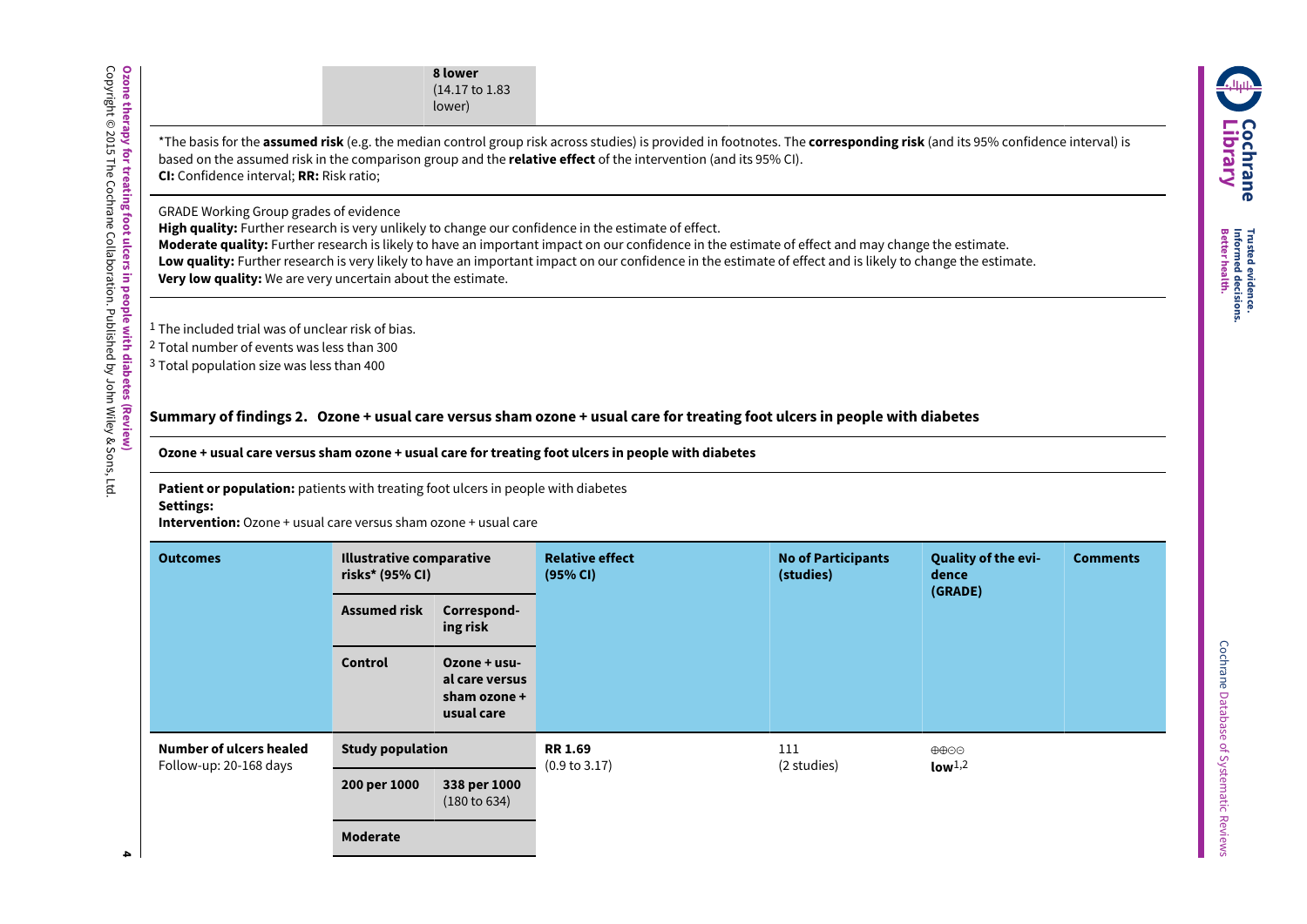| | | |
|---|---|---|
| | | **8 lower** (14.17 to 1.83 lower) |

*The basis for the **assumed risk** (e.g. the median control group risk across studies) is provided in footnotes. The **corresponding risk** (and its 95% confidence interval) is based on the assumed risk in the comparison group and the **relative effect** of the intervention (and its 95% CI).
**CI:** Confidence interval; **RR:** Risk ratio;

GRADE Working Group grades of evidence
**High quality:** Further research is very unlikely to change our confidence in the estimate of effect.
**Moderate quality:** Further research is likely to have an important impact on our confidence in the estimate of effect and may change the estimate.
**Low quality:** Further research is very likely to have an important impact on our confidence in the estimate of effect and is likely to change the estimate.
**Very low quality:** We are very uncertain about the estimate.

[1] The included trial was of unclear risk of bias.
[2] Total number of events was less than 300
[3] Total population size was less than 400

### Summary of findings 2. Ozone + usual care versus sham ozone + usual care for treating foot ulcers in people with diabetes

**Ozone + usual care versus sham ozone + usual care for treating foot ulcers in people with diabetes**

**Patient or population:** patients with treating foot ulcers in people with diabetes
**Settings:**
**Intervention:** Ozone + usual care versus sham ozone + usual care

| Outcomes | Illustrative comparative risks* (95% CI) | | Relative effect (95% CI) | No of Participants (studies) | Quality of the evidence (GRADE) | Comments |
|---|---|---|---|---|---|---|
| | Assumed risk | Corresponding risk | | | | |
| | Control | Ozone + usual care versus sham ozone + usual care | | | | |
| **Number of ulcers healed** Follow-up: 20-168 days | **Study population** | | **RR 1.69** (0.9 to 3.17) | 111 (2 studies) | ⊕⊕⊝⊝ **low**[1,2] | |
| | **200 per 1000** | **338 per 1000** (180 to 634) | | | | |
| | **Moderate** | | | | | |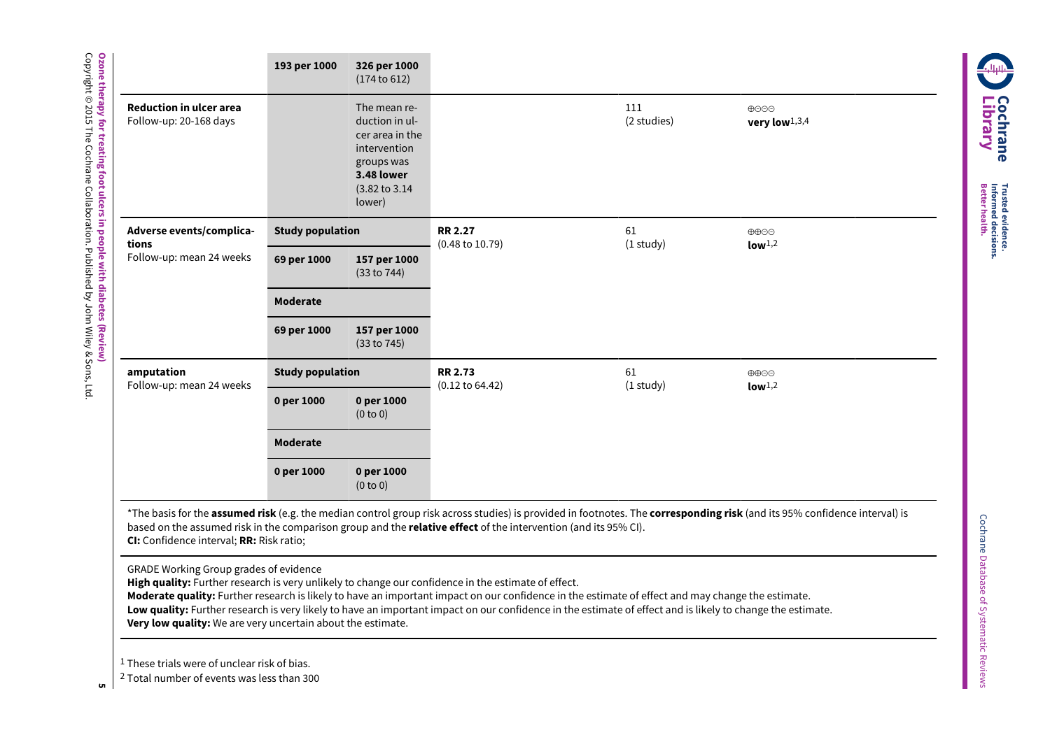| | | | | | |
|---|---|---|---|---|---|
| | **193 per 1000** | **326 per 1000** (174 to 612) | | | |
| **Reduction in ulcer area** Follow-up: 20-168 days | | The mean reduction in ulcer area in the intervention groups was **3.48 lower** (3.82 to 3.14 lower) | | 111 (2 studies) | ⊕⊝⊝⊝ **very low**[1,3,4] |
| **Adverse events/complications** Follow-up: mean 24 weeks | **Study population** | | **RR 2.27** (0.48 to 10.79) | 61 (1 study) | ⊕⊕⊝⊝ **low**[1,2] |
| | **69 per 1000** | **157 per 1000** (33 to 744) | | | |
| | **Moderate** | | | | |
| | **69 per 1000** | **157 per 1000** (33 to 745) | | | |
| **amputation** Follow-up: mean 24 weeks | **Study population** | | **RR 2.73** (0.12 to 64.42) | 61 (1 study) | ⊕⊕⊝⊝ **low**[1,2] |
| | **0 per 1000** | **0 per 1000** (0 to 0) | | | |
| | **Moderate** | | | | |
| | **0 per 1000** | **0 per 1000** (0 to 0) | | | |

*The basis for the **assumed risk** (e.g. the median control group risk across studies) is provided in footnotes. The **corresponding risk** (and its 95% confidence interval) is based on the assumed risk in the comparison group and the **relative effect** of the intervention (and its 95% CI).
**CI:** Confidence interval; **RR:** Risk ratio;

GRADE Working Group grades of evidence
**High quality:** Further research is very unlikely to change our confidence in the estimate of effect.
**Moderate quality:** Further research is likely to have an important impact on our confidence in the estimate of effect and may change the estimate.
**Low quality:** Further research is very likely to have an important impact on our confidence in the estimate of effect and is likely to change the estimate.
**Very low quality:** We are very uncertain about the estimate.

[1] These trials were of unclear risk of bias.
[2] Total number of events was less than 300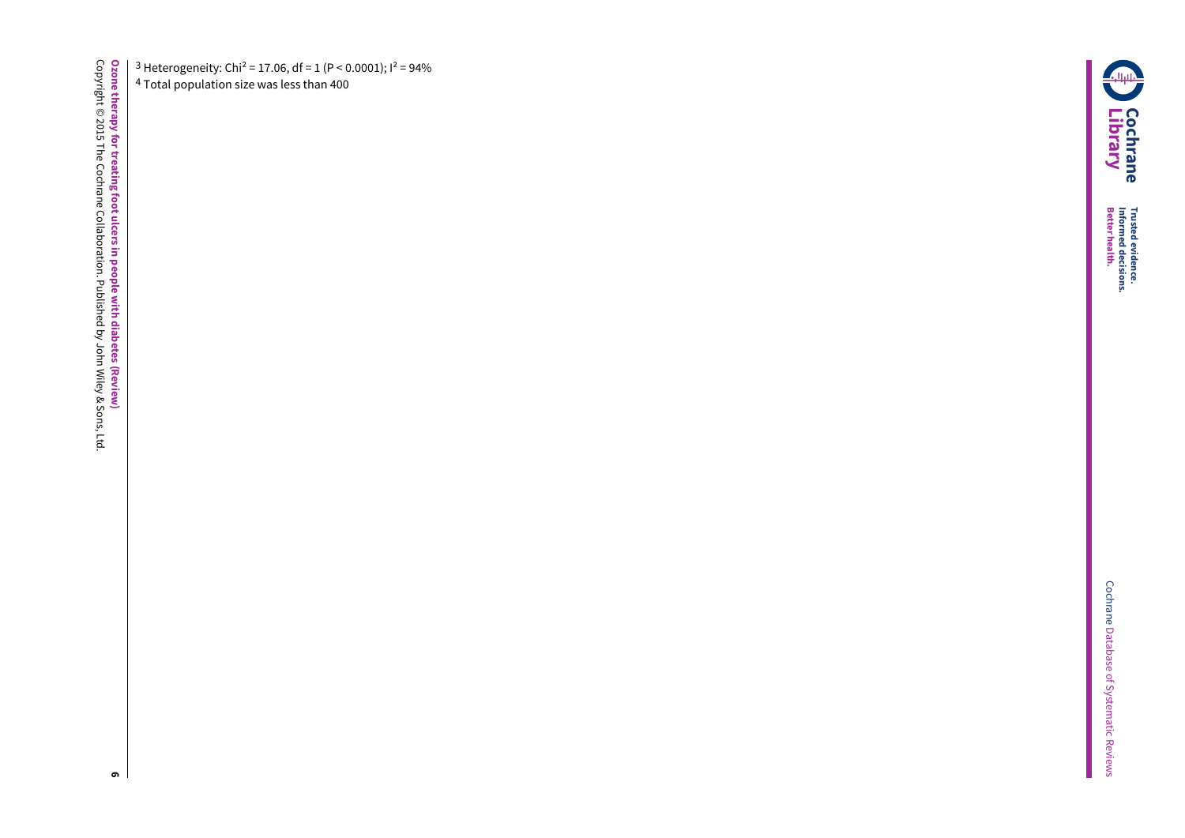[3] Heterogeneity: $Chi^2 = 17.06$, $df = 1$ ($P < 0.0001$); $I^2 = 94\%$

[4] Total population size was less than 400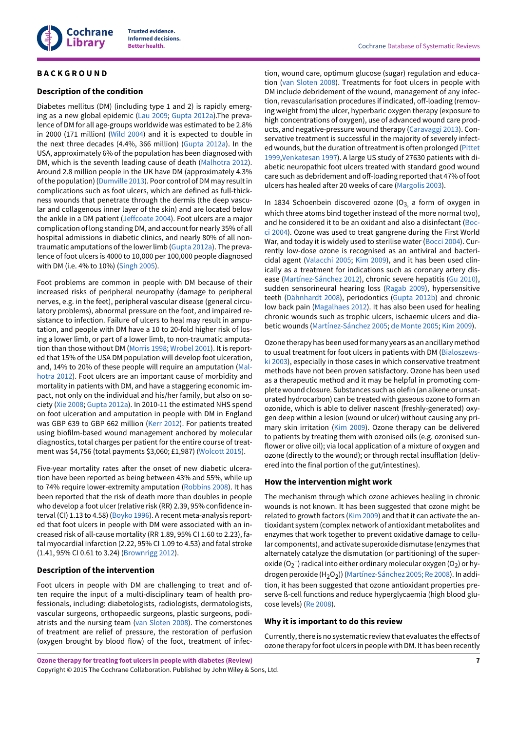# BACKGROUND

## Description of the condition

Diabetes mellitus (DM) (including type 1 and 2) is rapidly emerging as a new global epidemic (Lau 2009; Gupta 2012a).The prevalence of DM for all age-groups worldwide was estimated to be 2.8% in 2000 (171 million) (Wild 2004) and it is expected to double in the next three decades (4.4%, 366 million) (Gupta 2012a). In the USA, approximately 6% of the population has been diagnosed with DM, which is the seventh leading cause of death (Malhotra 2012). Around 2.8 million people in the UK have DM (approximately 4.3% of the population) (Dumville 2013). Poor control of DM may result in complications such as foot ulcers, which are defined as full-thickness wounds that penetrate through the dermis (the deep vascular and collagenous inner layer of the skin) and are located below the ankle in a DM patient (Jeffcoate 2004). Foot ulcers are a major complication of long standing DM, and account for nearly 35% of all hospital admissions in diabetic clinics, and nearly 80% of all non-traumatic amputations of the lower limb (Gupta 2012a). The prevalence of foot ulcers is 4000 to 10,000 per 100,000 people diagnosed with DM (i.e. 4% to 10%) (Singh 2005).

Foot problems are common in people with DM because of their increased risks of peripheral neuropathy (damage to peripheral nerves, e.g. in the feet), peripheral vascular disease (general circulatory problems), abnormal pressure on the foot, and impaired resistance to infection. Failure of ulcers to heal may result in amputation, and people with DM have a 10 to 20-fold higher risk of losing a lower limb, or part of a lower limb, to non-traumatic amputation than those without DM (Morris 1998; Wrobel 2001). It is reported that 15% of the USA DM population will develop foot ulceration, and, 14% to 20% of these people will require an amputation (Malhotra 2012). Foot ulcers are an important cause of morbidity and mortality in patients with DM, and have a staggering economic impact, not only on the individual and his/her family, but also on society (Xie 2008; Gupta 2012a). In 2010-11 the estimated NHS spend on foot ulceration and amputation in people with DM in England was GBP 639 to GBP 662 million (Kerr 2012). For patients treated using biofilm-based wound management anchored by molecular diagnostics, total charges per patient for the entire course of treatment was $4,756 (total payments $3,060; £1,987) (Wolcott 2015).

Five-year mortality rates after the onset of new diabetic ulceration have been reported as being between 43% and 55%, while up to 74% require lower-extremity amputation (Robbins 2008). It has been reported that the risk of death more than doubles in people who develop a foot ulcer (relative risk (RR) 2.39, 95% confidence interval (CI) 1.13 to 4.58) (Boyko 1996). A recent meta-analysis reported that foot ulcers in people with DM were associated with an increased risk of all-cause mortality (RR 1.89, 95% CI 1.60 to 2.23), fatal myocardial infarction (2.22, 95% CI 1.09 to 4.53) and fatal stroke (1.41, 95% CI 0.61 to 3.24) (Brownrigg 2012).

## Description of the intervention

Foot ulcers in people with DM are challenging to treat and often require the input of a multi-disciplinary team of health professionals, including: diabetologists, radiologists, dermatologists, vascular surgeons, orthopaedic surgeons, plastic surgeons, podiatrists and the nursing team (van Sloten 2008). The cornerstones of treatment are relief of pressure, the restoration of perfusion (oxygen brought by blood flow) of the foot, treatment of infection, wound care, optimum glucose (sugar) regulation and education (van Sloten 2008). Treatments for foot ulcers in people with DM include debridement of the wound, management of any infection, revascularisation procedures if indicated, off-loading (removing weight from) the ulcer, hyperbaric oxygen therapy (exposure to high concentrations of oxygen), use of advanced wound care products, and negative-pressure wound therapy (Caravaggi 2013). Conservative treatment is successful in the majority of severely infected wounds, but the duration of treatment is often prolonged (Pittet 1999,Venkatesan 1997). A large US study of 27630 patients with diabetic neuropathic foot ulcers treated with standard good wound care such as debridement and off-loading reported that 47% of foot ulcers has healed after 20 weeks of care (Margolis 2003).

In 1834 Schoenbein discovered ozone ($O_3$, a form of oxygen in which three atoms bind together instead of the more normal two), and he considered it to be an oxidant and also a disinfectant (Bocci 2004). Ozone was used to treat gangrene during the First World War, and today it is widely used to sterilise water (Bocci 2004). Currently low-dose ozone is recognised as an antiviral and bactericidal agent (Valacchi 2005; Kim 2009), and it has been used clinically as a treatment for indications such as coronary artery disease (Martínez-Sánchez 2012), chronic severe hepatitis (Gu 2010), sudden sensorineural hearing loss (Ragab 2009), hypersensitive teeth (Dähnhardt 2008), periodontics (Gupta 2012b) and chronic low back pain (Magalhaes 2012). It has also been used for healing chronic wounds such as trophic ulcers, ischaemic ulcers and diabetic wounds (Martínez-Sánchez 2005; de Monte 2005; Kim 2009).

Ozone therapy has been used for many years as an ancillary method to usual treatment for foot ulcers in patients with DM (Bialoszewski 2003), especially in those cases in which conservative treatment methods have not been proven satisfactory. Ozone has been used as a therapeutic method and it may be helpful in promoting complete wound closure. Substances such as olefin (an alkene or unsaturated hydrocarbon) can be treated with gaseous ozone to form an ozonide, which is able to deliver nascent (freshly-generated) oxygen deep within a lesion (wound or ulcer) without causing any primary skin irritation (Kim 2009). Ozone therapy can be delivered to patients by treating them with ozonised oils (e.g. ozonised sunflower or olive oil); via local application of a mixture of oxygen and ozone (directly to the wound); or through rectal insufflation (delivered into the final portion of the gut/intestines).

## How the intervention might work

The mechanism through which ozone achieves healing in chronic wounds is not known. It has been suggested that ozone might be related to growth factors (Kim 2009) and that it can activate the antioxidant system (complex network of antioxidant metabolites and enzymes that work together to prevent oxidative damage to cellular components), and activate superoxide dismutase (enzymes that alternately catalyze the dismutation (or partitioning) of the superoxide ($O_2^-$) radical into either ordinary molecular oxygen ($O_2$) or hydrogen peroxide ($H_2O_2$)) (Martínez-Sánchez 2005; Re 2008). In addition, it has been suggested that ozone antioxidant properties preserve ß-cell functions and reduce hyperglycaemia (high blood glucose levels) (Re 2008).

## Why it is important to do this review

Currently, there is no systematic review that evaluates the effects of ozone therapy for foot ulcers in people with DM. It has been recently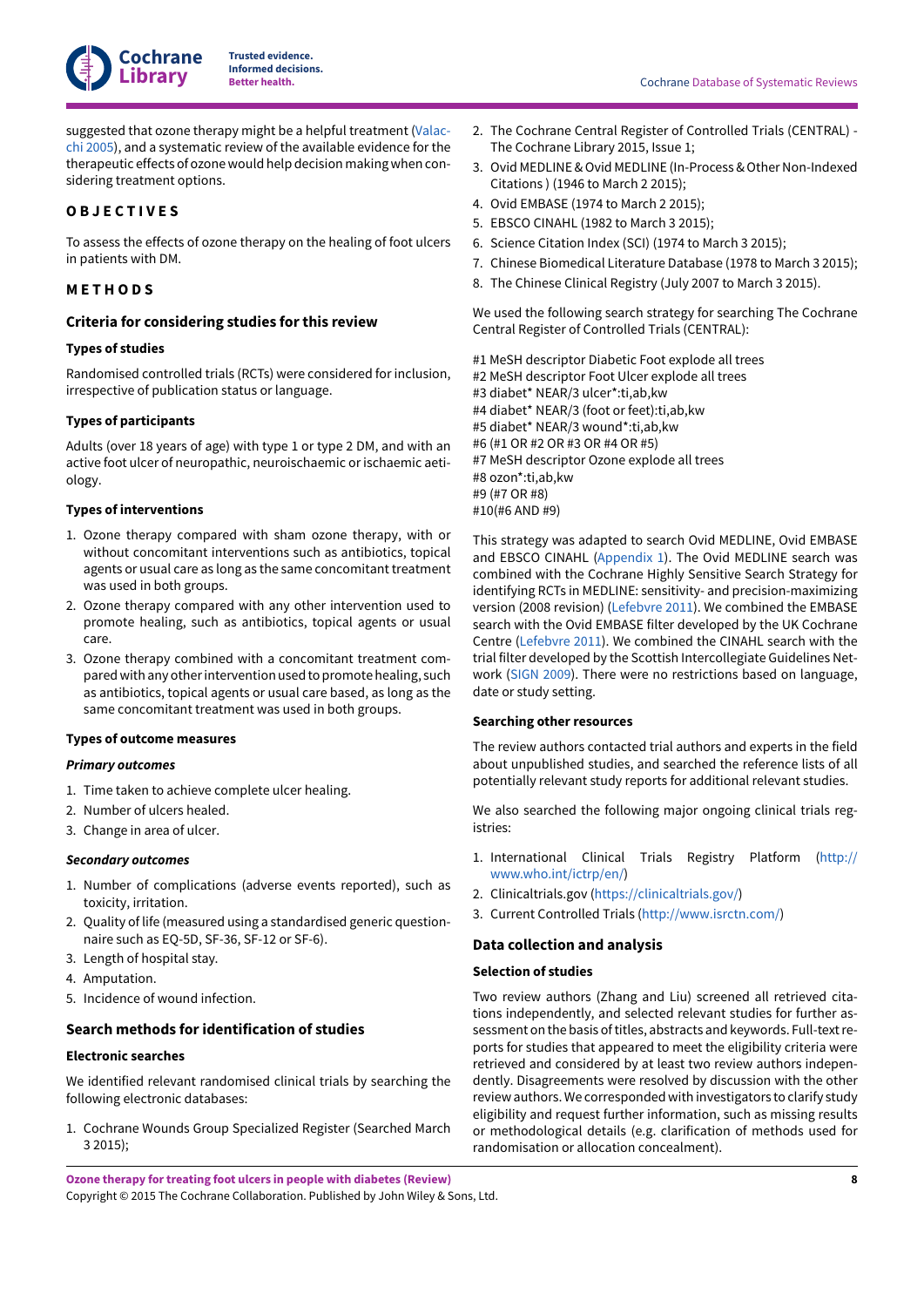suggested that ozone therapy might be a helpful treatment (Valacchi 2005), and a systematic review of the available evidence for the therapeutic effects of ozone would help decision making when considering treatment options.

# OBJECTIVES

To assess the effects of ozone therapy on the healing of foot ulcers in patients with DM.

# METHODS

## Criteria for considering studies for this review

### Types of studies

Randomised controlled trials (RCTs) were considered for inclusion, irrespective of publication status or language.

### Types of participants

Adults (over 18 years of age) with type 1 or type 2 DM, and with an active foot ulcer of neuropathic, neuroischaemic or ischaemic aetiology.

### Types of interventions

1. Ozone therapy compared with sham ozone therapy, with or without concomitant interventions such as antibiotics, topical agents or usual care as long as the same concomitant treatment was used in both groups.
2. Ozone therapy compared with any other intervention used to promote healing, such as antibiotics, topical agents or usual care.
3. Ozone therapy combined with a concomitant treatment compared with any other intervention used to promote healing, such as antibiotics, topical agents or usual care based, as long as the same concomitant treatment was used in both groups.

### Types of outcome measures

#### *Primary outcomes*

1. Time taken to achieve complete ulcer healing.
2. Number of ulcers healed.
3. Change in area of ulcer.

#### *Secondary outcomes*

1. Number of complications (adverse events reported), such as toxicity, irritation.
2. Quality of life (measured using a standardised generic questionnaire such as EQ-5D, SF-36, SF-12 or SF-6).
3. Length of hospital stay.
4. Amputation.
5. Incidence of wound infection.

## Search methods for identification of studies

### Electronic searches

We identified relevant randomised clinical trials by searching the following electronic databases:

1. Cochrane Wounds Group Specialized Register (Searched March 3 2015);
2. The Cochrane Central Register of Controlled Trials (CENTRAL) - The Cochrane Library 2015, Issue 1;
3. Ovid MEDLINE & Ovid MEDLINE (In-Process & Other Non-Indexed Citations ) (1946 to March 2 2015);
4. Ovid EMBASE (1974 to March 2 2015);
5. EBSCO CINAHL (1982 to March 3 2015);
6. Science Citation Index (SCI) (1974 to March 3 2015);
7. Chinese Biomedical Literature Database (1978 to March 3 2015);
8. The Chinese Clinical Registry (July 2007 to March 3 2015).

We used the following search strategy for searching The Cochrane Central Register of Controlled Trials (CENTRAL):

#1 MeSH descriptor Diabetic Foot explode all trees
#2 MeSH descriptor Foot Ulcer explode all trees
#3 diabet* NEAR/3 ulcer*:ti,ab,kw
#4 diabet* NEAR/3 (foot or feet):ti,ab,kw
#5 diabet* NEAR/3 wound*:ti,ab,kw
#6 (#1 OR #2 OR #3 OR #4 OR #5)
#7 MeSH descriptor Ozone explode all trees
#8 ozon*:ti,ab,kw
#9 (#7 OR #8)
#10(#6 AND #9)

This strategy was adapted to search Ovid MEDLINE, Ovid EMBASE and EBSCO CINAHL (Appendix 1). The Ovid MEDLINE search was combined with the Cochrane Highly Sensitive Search Strategy for identifying RCTs in MEDLINE: sensitivity- and precision-maximizing version (2008 revision) (Lefebvre 2011). We combined the EMBASE search with the Ovid EMBASE filter developed by the UK Cochrane Centre (Lefebvre 2011). We combined the CINAHL search with the trial filter developed by the Scottish Intercollegiate Guidelines Network (SIGN 2009). There were no restrictions based on language, date or study setting.

### Searching other resources

The review authors contacted trial authors and experts in the field about unpublished studies, and searched the reference lists of all potentially relevant study reports for additional relevant studies.

We also searched the following major ongoing clinical trials registries:

1. International Clinical Trials Registry Platform (http://www.who.int/ictrp/en/)
2. Clinicaltrials.gov (https://clinicaltrials.gov/)
3. Current Controlled Trials (http://www.isrctn.com/)

## Data collection and analysis

### Selection of studies

Two review authors (Zhang and Liu) screened all retrieved citations independently, and selected relevant studies for further assessment on the basis of titles, abstracts and keywords. Full-text reports for studies that appeared to meet the eligibility criteria were retrieved and considered by at least two review authors independently. Disagreements were resolved by discussion with the other review authors. We corresponded with investigators to clarify study eligibility and request further information, such as missing results or methodological details (e.g. clarification of methods used for randomisation or allocation concealment).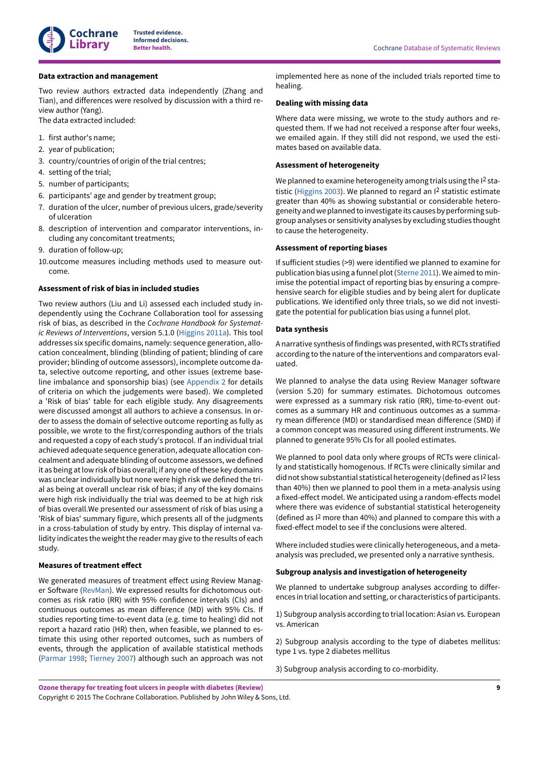### Data extraction and management

Two review authors extracted data independently (Zhang and Tian), and differences were resolved by discussion with a third review author (Yang).

The data extracted included:

1. first author's name;
2. year of publication;
3. country/countries of origin of the trial centres;
4. setting of the trial;
5. number of participants;
6. participants' age and gender by treatment group;
7. duration of the ulcer, number of previous ulcers, grade/severity of ulceration
8. description of intervention and comparator interventions, including any concomitant treatments;
9. duration of follow-up;
10. outcome measures including methods used to measure outcome.

### Assessment of risk of bias in included studies

Two review authors (Liu and Li) assessed each included study independently using the Cochrane Collaboration tool for assessing risk of bias, as described in the *Cochrane Handbook for Systematic Reviews of Interventions*, version 5.1.0 (Higgins 2011a). This tool addresses six specific domains, namely: sequence generation, allocation concealment, blinding (blinding of patient; blinding of care provider; blinding of outcome assessors), incomplete outcome data, selective outcome reporting, and other issues (extreme baseline imbalance and sponsorship bias) (see Appendix 2 for details of criteria on which the judgements were based). We completed a 'Risk of bias' table for each eligible study. Any disagreements were discussed amongst all authors to achieve a consensus. In order to assess the domain of selective outcome reporting as fully as possible, we wrote to the first/corresponding authors of the trials and requested a copy of each study's protocol. If an individual trial achieved adequate sequence generation, adequate allocation concealment and adequate blinding of outcome assessors, we defined it as being at low risk of bias overall; if any one of these key domains was unclear individually but none were high risk we defined the trial as being at overall unclear risk of bias; if any of the key domains were high risk individually the trial was deemed to be at high risk of bias overall.We presented our assessment of risk of bias using a 'Risk of bias' summary figure, which presents all of the judgments in a cross-tabulation of study by entry. This display of internal validity indicates the weight the reader may give to the results of each study.

### Measures of treatment effect

We generated measures of treatment effect using Review Manager Software (RevMan). We expressed results for dichotomous outcomes as risk ratio (RR) with 95% confidence intervals (CIs) and continuous outcomes as mean difference (MD) with 95% CIs. If studies reporting time-to-event data (e.g. time to healing) did not report a hazard ratio (HR) then, when feasible, we planned to estimate this using other reported outcomes, such as numbers of events, through the application of available statistical methods (Parmar 1998; Tierney 2007) although such an approach was not implemented here as none of the included trials reported time to healing.

### Dealing with missing data

Where data were missing, we wrote to the study authors and requested them. If we had not received a response after four weeks, we emailed again. If they still did not respond, we used the estimates based on available data.

### Assessment of heterogeneity

We planned to examine heterogeneity among trials using the $I^2$ statistic (Higgins 2003). We planned to regard an $I^2$ statistic estimate greater than 40% as showing substantial or considerable heterogeneity and we planned to investigate its causes by performing subgroup analyses or sensitivity analyses by excluding studies thought to cause the heterogeneity.

### Assessment of reporting biases

If sufficient studies (>9) were identified we planned to examine for publication bias using a funnel plot (Sterne 2011). We aimed to minimise the potential impact of reporting bias by ensuring a comprehensive search for eligible studies and by being alert for duplicate publications. We identified only three trials, so we did not investigate the potential for publication bias using a funnel plot.

### Data synthesis

A narrative synthesis of findings was presented, with RCTs stratified according to the nature of the interventions and comparators evaluated.

We planned to analyse the data using Review Manager software (version 5.20) for summary estimates. Dichotomous outcomes were expressed as a summary risk ratio (RR), time-to-event outcomes as a summary HR and continuous outcomes as a summary mean difference (MD) or standardised mean difference (SMD) if a common concept was measured using different instruments. We planned to generate 95% CIs for all pooled estimates.

We planned to pool data only where groups of RCTs were clinically and statistically homogenous. If RCTs were clinically similar and did not show substantial statistical heterogeneity (defined as $I^2$ less than 40%) then we planned to pool them in a meta-analysis using a fixed-effect model. We anticipated using a random-effects model where there was evidence of substantial statistical heterogeneity (defined as $I^2$ more than 40%) and planned to compare this with a fixed-effect model to see if the conclusions were altered.

Where included studies were clinically heterogeneous, and a meta-analysis was precluded, we presented only a narrative synthesis.

### Subgroup analysis and investigation of heterogeneity

We planned to undertake subgroup analyses according to differences in trial location and setting, or characteristics of participants.

1) Subgroup analysis according to trial location: Asian vs. European vs. American

2) Subgroup analysis according to the type of diabetes mellitus: type 1 vs. type 2 diabetes mellitus

3) Subgroup analysis according to co-morbidity.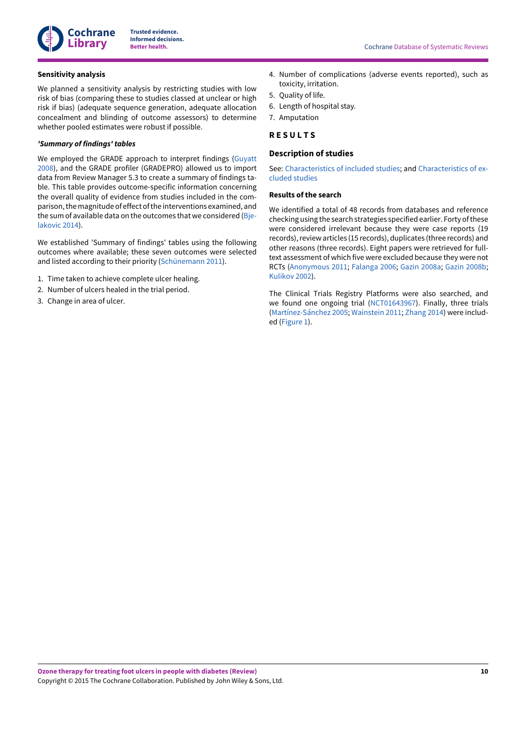#### Sensitivity analysis

We planned a sensitivity analysis by restricting studies with low risk of bias (comparing these to studies classed at unclear or high risk if bias) (adequate sequence generation, adequate allocation concealment and blinding of outcome assessors) to determine whether pooled estimates were robust if possible.

#### *'Summary of findings' tables*

We employed the GRADE approach to interpret findings (Guyatt 2008), and the GRADE profiler (GRADEPRO) allowed us to import data from Review Manager 5.3 to create a summary of findings table. This table provides outcome-specific information concerning the overall quality of evidence from studies included in the comparison, the magnitude of effect of the interventions examined, and the sum of available data on the outcomes that we considered (Bjelakovic 2014).

We established 'Summary of findings' tables using the following outcomes where available; these seven outcomes were selected and listed according to their priority (Schünemann 2011).

1. Time taken to achieve complete ulcer healing.
2. Number of ulcers healed in the trial period.
3. Change in area of ulcer.
4. Number of complications (adverse events reported), such as toxicity, irritation.
5. Quality of life.
6. Length of hospital stay.
7. Amputation

# RESULTS

## Description of studies

See: Characteristics of included studies; and Characteristics of excluded studies

#### Results of the search

We identified a total of 48 records from databases and reference checking using the search strategies specified earlier. Forty of these were considered irrelevant because they were case reports (19 records), review articles (15 records), duplicates (three records) and other reasons (three records). Eight papers were retrieved for full-text assessment of which five were excluded because they were not RCTs (Anonymous 2011; Falanga 2006; Gazin 2008a; Gazin 2008b; Kulikov 2002).

The Clinical Trials Registry Platforms were also searched, and we found one ongoing trial (NCT01643967). Finally, three trials (Martínez-Sánchez 2005; Wainstein 2011; Zhang 2014) were included (Figure 1).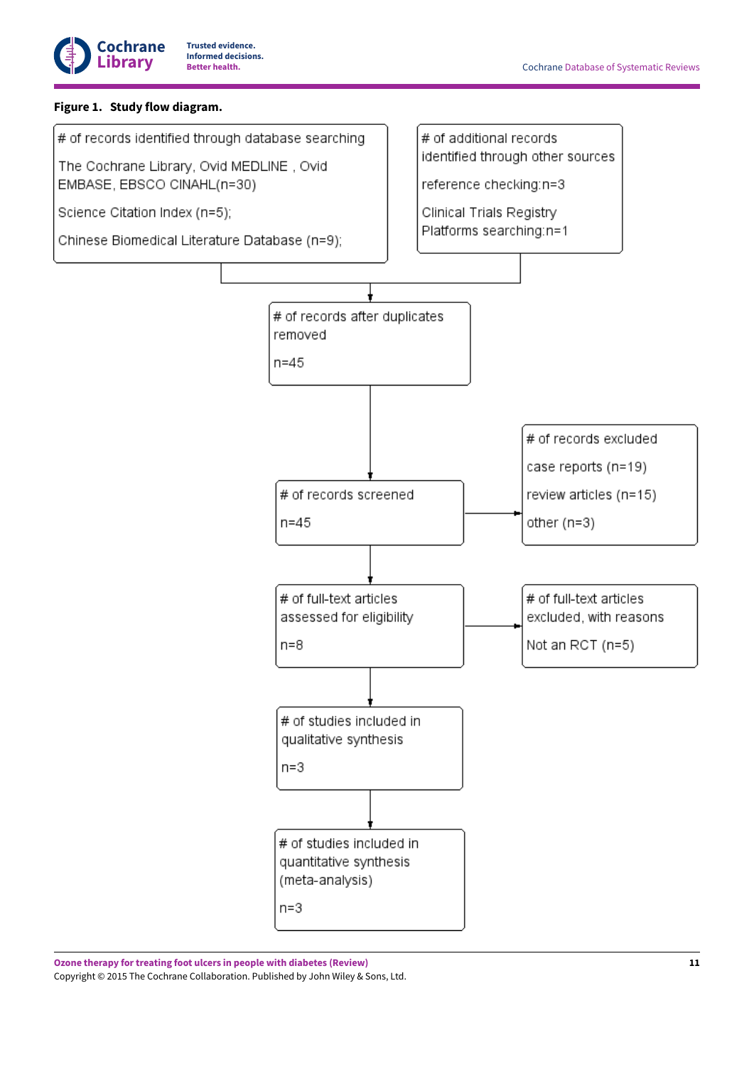**Figure 1. Study flow diagram.**

# of records identified through database searching

The Cochrane Library, Ovid MEDLINE , Ovid EMBASE, EBSCO CINAHL(n=30)

Science Citation Index (n=5);

Chinese Biomedical Literature Database (n=9);

# of additional records identified through other sources

reference checking:n=3

Clinical Trials Registry Platforms searching:n=1

# of records after duplicates removed

n=45

# of records screened

n=45

# of records excluded

case reports (n=19)

review articles (n=15)

other (n=3)

# of full-text articles assessed for eligibility

n=8

# of full-text articles excluded, with reasons

Not an RCT (n=5)

# of studies included in qualitative synthesis

n=3

# of studies included in quantitative synthesis (meta-analysis)

n=3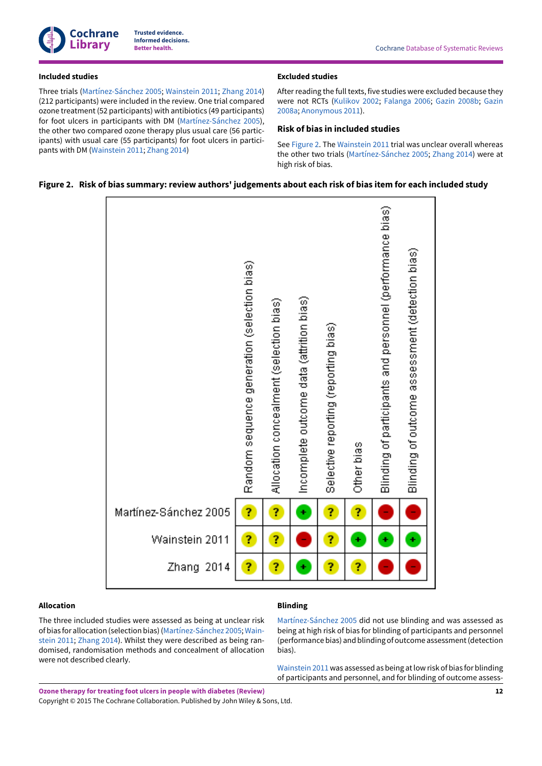### Included studies

Three trials (Martínez-Sánchez 2005; Wainstein 2011; Zhang 2014) (212 participants) were included in the review. One trial compared ozone treatment (52 participants) with antibiotics (49 participants) for foot ulcers in participants with DM (Martínez-Sánchez 2005), the other two compared ozone therapy plus usual care (56 participants) with usual care (55 participants) for foot ulcers in participants with DM (Wainstein 2011; Zhang 2014)

### Excluded studies

After reading the full texts, five studies were excluded because they were not RCTs (Kulikov 2002; Falanga 2006; Gazin 2008b; Gazin 2008a; Anonymous 2011).

## Risk of bias in included studies

See Figure 2. The Wainstein 2011 trial was unclear overall whereas the other two trials (Martínez-Sánchez 2005; Zhang 2014) were at high risk of bias.

**Figure 2. Risk of bias summary: review authors' judgements about each risk of bias item for each included study**

| | Random sequence generation (selection bias) | Allocation concealment (selection bias) | Incomplete outcome data (attrition bias) | Selective reporting (reporting bias) | Other bias | Blinding of participants and personnel (performance bias) | Blinding of outcome assessment (detection bias) |
|---|---|---|---|---|---|---|---|
| Martínez-Sánchez 2005 | ? | ? | + | ? | ? | − | − |
| Wainstein 2011 | ? | ? | − | ? | + | + | + |
| Zhang 2014 | ? | ? | + | ? | ? | − | − |

### Allocation

The three included studies were assessed as being at unclear risk of bias for allocation (selection bias) (Martínez-Sánchez 2005; Wainstein 2011; Zhang 2014). Whilst they were described as being randomised, randomisation methods and concealment of allocation were not described clearly.

### Blinding

Martínez-Sánchez 2005 did not use blinding and was assessed as being at high risk of bias for blinding of participants and personnel (performance bias) and blinding of outcome assessment (detection bias).

Wainstein 2011 was assessed as being at low risk of bias for blinding of participants and personnel, and for blinding of outcome assess-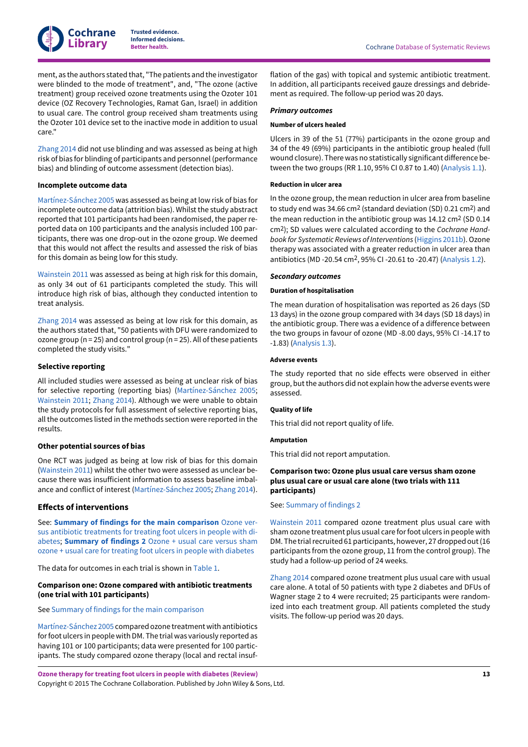ment, as the authors stated that, "The patients and the investigator were blinded to the mode of treatment", and, "The ozone (active treatment) group received ozone treatments using the Ozoter 101 device (OZ Recovery Technologies, Ramat Gan, Israel) in addition to usual care. The control group received sham treatments using the Ozoter 101 device set to the inactive mode in addition to usual care."

Zhang 2014 did not use blinding and was assessed as being at high risk of bias for blinding of participants and personnel (performance bias) and blinding of outcome assessment (detection bias).

#### Incomplete outcome data

Martínez-Sánchez 2005 was assessed as being at low risk of bias for incomplete outcome data (attrition bias). Whilst the study abstract reported that 101 participants had been randomised, the paper reported data on 100 participants and the analysis included 100 participants, there was one drop-out in the ozone group. We deemed that this would not affect the results and assessed the risk of bias for this domain as being low for this study.

Wainstein 2011 was assessed as being at high risk for this domain, as only 34 out of 61 participants completed the study. This will introduce high risk of bias, although they conducted intention to treat analysis.

Zhang 2014 was assessed as being at low risk for this domain, as the authors stated that, "50 patients with DFU were randomized to ozone group (n = 25) and control group (n = 25). All of these patients completed the study visits."

#### Selective reporting

All included studies were assessed as being at unclear risk of bias for selective reporting (reporting bias) (Martínez-Sánchez 2005; Wainstein 2011; Zhang 2014). Although we were unable to obtain the study protocols for full assessment of selective reporting bias, all the outcomes listed in the methods section were reported in the results.

#### Other potential sources of bias

One RCT was judged as being at low risk of bias for this domain (Wainstein 2011) whilst the other two were assessed as unclear because there was insufficient information to assess baseline imbalance and conflict of interest (Martínez-Sánchez 2005; Zhang 2014).

### Effects of interventions

See: **Summary of findings for the main comparison** Ozone versus antibiotic treatments for treating foot ulcers in people with diabetes; **Summary of findings 2** Ozone + usual care versus sham ozone + usual care for treating foot ulcers in people with diabetes

The data for outcomes in each trial is shown in Table 1.

#### Comparison one: Ozone compared with antibiotic treatments (one trial with 101 participants)

See Summary of findings for the main comparison

Martínez-Sánchez 2005 compared ozone treatment with antibiotics for foot ulcers in people with DM. The trial was variously reported as having 101 or 100 participants; data were presented for 100 participants. The study compared ozone therapy (local and rectal insufflation of the gas) with topical and systemic antibiotic treatment. In addition, all participants received gauze dressings and debridement as required. The follow-up period was 20 days.

#### *Primary outcomes*

##### Number of ulcers healed

Ulcers in 39 of the 51 (77%) participants in the ozone group and 34 of the 49 (69%) participants in the antibiotic group healed (full wound closure). There was no statistically significant difference between the two groups (RR 1.10, 95% CI 0.87 to 1.40) (Analysis 1.1).

##### Reduction in ulcer area

In the ozone group, the mean reduction in ulcer area from baseline to study end was 34.66 $cm^2$ (standard deviation (SD) 0.21 $cm^2$) and the mean reduction in the antibiotic group was 14.12 $cm^2$ (SD 0.14 $cm^2$); SD values were calculated according to the *Cochrane Handbook for Systematic Reviews of Interventions* (Higgins 2011b). Ozone therapy was associated with a greater reduction in ulcer area than antibiotics (MD -20.54 $cm^2$, 95% CI -20.61 to -20.47) (Analysis 1.2).

#### *Secondary outcomes*

##### Duration of hospitalisation

The mean duration of hospitalisation was reported as 26 days (SD 13 days) in the ozone group compared with 34 days (SD 18 days) in the antibiotic group. There was a evidence of a difference between the two groups in favour of ozone (MD -8.00 days, 95% CI -14.17 to -1.83) (Analysis 1.3).

##### Adverse events

The study reported that no side effects were observed in either group, but the authors did not explain how the adverse events were assessed.

##### Quality of life

This trial did not report quality of life.

##### Amputation

This trial did not report amputation.

#### Comparison two: Ozone plus usual care versus sham ozone plus usual care or usual care alone (two trials with 111 participants)

See: Summary of findings 2

Wainstein 2011 compared ozone treatment plus usual care with sham ozone treatment plus usual care for foot ulcers in people with DM. The trial recruited 61 participants, however, 27 dropped out (16 participants from the ozone group, 11 from the control group). The study had a follow-up period of 24 weeks.

Zhang 2014 compared ozone treatment plus usual care with usual care alone. A total of 50 patients with type 2 diabetes and DFUs of Wagner stage 2 to 4 were recruited; 25 participants were randomized into each treatment group. All patients completed the study visits. The follow-up period was 20 days.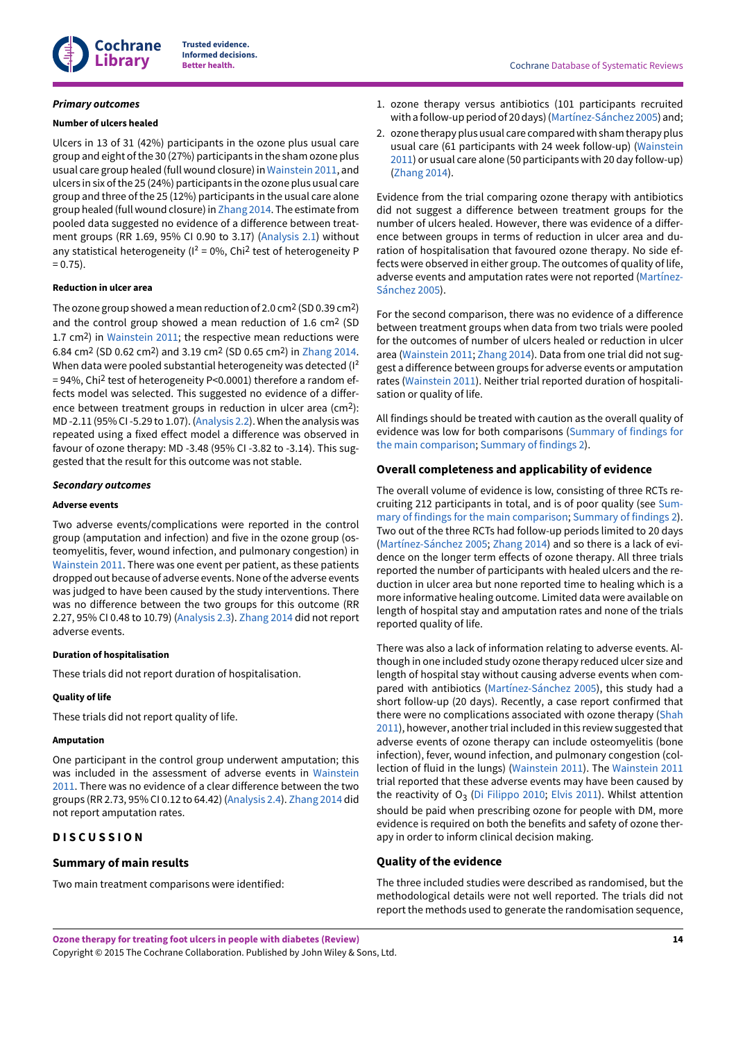***Primary outcomes***

**Number of ulcers healed**

Ulcers in 13 of 31 (42%) participants in the ozone plus usual care group and eight of the 30 (27%) participants in the sham ozone plus usual care group healed (full wound closure) in Wainstein 2011, and ulcers in six of the 25 (24%) participants in the ozone plus usual care group and three of the 25 (12%) participants in the usual care alone group healed (full wound closure) in Zhang 2014. The estimate from pooled data suggested no evidence of a difference between treatment groups (RR 1.69, 95% CI 0.90 to 3.17) (Analysis 2.1) without any statistical heterogeneity ($I^2$ = 0%, $Chi^2$ test of heterogeneity P = 0.75).

**Reduction in ulcer area**

The ozone group showed a mean reduction of 2.0 $cm^2$ (SD 0.39 $cm^2$) and the control group showed a mean reduction of 1.6 $cm^2$ (SD 1.7 $cm^2$) in Wainstein 2011; the respective mean reductions were 6.84 $cm^2$ (SD 0.62 $cm^2$) and 3.19 $cm^2$ (SD 0.65 $cm^2$) in Zhang 2014. When data were pooled substantial heterogeneity was detected ($I^2$ = 94%, $Chi^2$ test of heterogeneity P<0.0001) therefore a random effects model was selected. This suggested no evidence of a difference between treatment groups in reduction in ulcer area ($cm^2$): MD -2.11 (95% CI -5.29 to 1.07). (Analysis 2.2). When the analysis was repeated using a fixed effect model a difference was observed in favour of ozone therapy: MD -3.48 (95% CI -3.82 to -3.14). This suggested that the result for this outcome was not stable.

***Secondary outcomes***

**Adverse events**

Two adverse events/complications were reported in the control group (amputation and infection) and five in the ozone group (osteomyelitis, fever, wound infection, and pulmonary congestion) in Wainstein 2011. There was one event per patient, as these patients dropped out because of adverse events. None of the adverse events was judged to have been caused by the study interventions. There was no difference between the two groups for this outcome (RR 2.27, 95% CI 0.48 to 10.79) (Analysis 2.3). Zhang 2014 did not report adverse events.

**Duration of hospitalisation**

These trials did not report duration of hospitalisation.

**Quality of life**

These trials did not report quality of life.

**Amputation**

One participant in the control group underwent amputation; this was included in the assessment of adverse events in Wainstein 2011. There was no evidence of a clear difference between the two groups (RR 2.73, 95% CI 0.12 to 64.42) (Analysis 2.4). Zhang 2014 did not report amputation rates.

# DISCUSSION

## Summary of main results

Two main treatment comparisons were identified:

1. ozone therapy versus antibiotics (101 participants recruited with a follow-up period of 20 days) (Martínez-Sánchez 2005) and;
2. ozone therapy plus usual care compared with sham therapy plus usual care (61 participants with 24 week follow-up) (Wainstein 2011) or usual care alone (50 participants with 20 day follow-up) (Zhang 2014).

Evidence from the trial comparing ozone therapy with antibiotics did not suggest a difference between treatment groups for the number of ulcers healed. However, there was evidence of a difference between groups in terms of reduction in ulcer area and duration of hospitalisation that favoured ozone therapy. No side effects were observed in either group. The outcomes of quality of life, adverse events and amputation rates were not reported (Martínez-Sánchez 2005).

For the second comparison, there was no evidence of a difference between treatment groups when data from two trials were pooled for the outcomes of number of ulcers healed or reduction in ulcer area (Wainstein 2011; Zhang 2014). Data from one trial did not suggest a difference between groups for adverse events or amputation rates (Wainstein 2011). Neither trial reported duration of hospitalisation or quality of life.

All findings should be treated with caution as the overall quality of evidence was low for both comparisons (Summary of findings for the main comparison; Summary of findings 2).

## Overall completeness and applicability of evidence

The overall volume of evidence is low, consisting of three RCTs recruiting 212 participants in total, and is of poor quality (see Summary of findings for the main comparison; Summary of findings 2). Two out of the three RCTs had follow-up periods limited to 20 days (Martínez-Sánchez 2005; Zhang 2014) and so there is a lack of evidence on the longer term effects of ozone therapy. All three trials reported the number of participants with healed ulcers and the reduction in ulcer area but none reported time to healing which is a more informative healing outcome. Limited data were available on length of hospital stay and amputation rates and none of the trials reported quality of life.

There was also a lack of information relating to adverse events. Although in one included study ozone therapy reduced ulcer size and length of hospital stay without causing adverse events when compared with antibiotics (Martínez-Sánchez 2005), this study had a short follow-up (20 days). Recently, a case report confirmed that there were no complications associated with ozone therapy (Shah 2011), however, another trial included in this review suggested that adverse events of ozone therapy can include osteomyelitis (bone infection), fever, wound infection, and pulmonary congestion (collection of fluid in the lungs) (Wainstein 2011). The Wainstein 2011 trial reported that these adverse events may have been caused by the reactivity of $O_3$ (Di Filippo 2010; Elvis 2011). Whilst attention should be paid when prescribing ozone for people with DM, more evidence is required on both the benefits and safety of ozone therapy in order to inform clinical decision making.

## Quality of the evidence

The three included studies were described as randomised, but the methodological details were not well reported. The trials did not report the methods used to generate the randomisation sequence,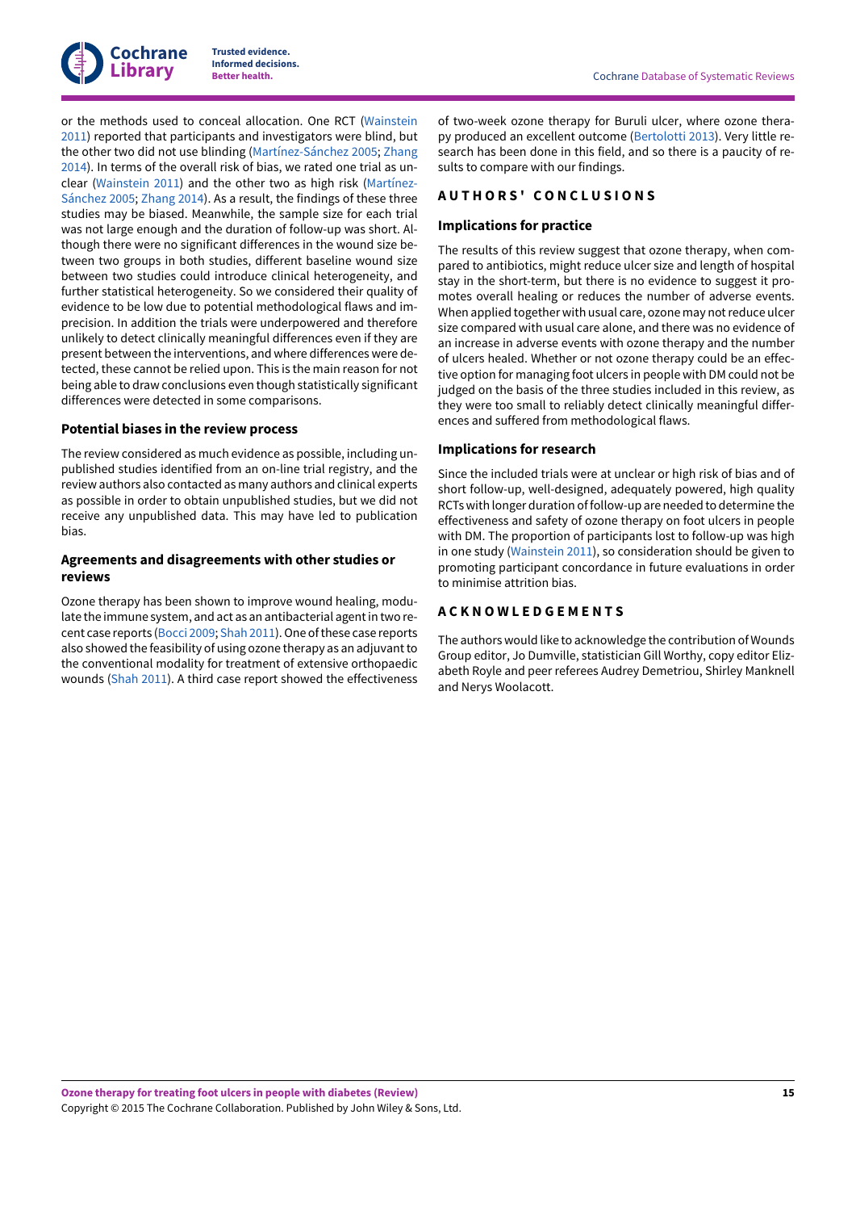or the methods used to conceal allocation. One RCT (Wainstein 2011) reported that participants and investigators were blind, but the other two did not use blinding (Martínez-Sánchez 2005; Zhang 2014). In terms of the overall risk of bias, we rated one trial as unclear (Wainstein 2011) and the other two as high risk (Martínez-Sánchez 2005; Zhang 2014). As a result, the findings of these three studies may be biased. Meanwhile, the sample size for each trial was not large enough and the duration of follow-up was short. Although there were no significant differences in the wound size between two groups in both studies, different baseline wound size between two studies could introduce clinical heterogeneity, and further statistical heterogeneity. So we considered their quality of evidence to be low due to potential methodological flaws and imprecision. In addition the trials were underpowered and therefore unlikely to detect clinically meaningful differences even if they are present between the interventions, and where differences were detected, these cannot be relied upon. This is the main reason for not being able to draw conclusions even though statistically significant differences were detected in some comparisons.

### Potential biases in the review process

The review considered as much evidence as possible, including unpublished studies identified from an on-line trial registry, and the review authors also contacted as many authors and clinical experts as possible in order to obtain unpublished studies, but we did not receive any unpublished data. This may have led to publication bias.

### Agreements and disagreements with other studies or reviews

Ozone therapy has been shown to improve wound healing, modulate the immune system, and act as an antibacterial agent in two recent case reports (Bocci 2009; Shah 2011). One of these case reports also showed the feasibility of using ozone therapy as an adjuvant to the conventional modality for treatment of extensive orthopaedic wounds (Shah 2011). A third case report showed the effectiveness of two-week ozone therapy for Buruli ulcer, where ozone therapy produced an excellent outcome (Bertolotti 2013). Very little research has been done in this field, and so there is a paucity of results to compare with our findings.

## AUTHORS' CONCLUSIONS

### Implications for practice

The results of this review suggest that ozone therapy, when compared to antibiotics, might reduce ulcer size and length of hospital stay in the short-term, but there is no evidence to suggest it promotes overall healing or reduces the number of adverse events. When applied together with usual care, ozone may not reduce ulcer size compared with usual care alone, and there was no evidence of an increase in adverse events with ozone therapy and the number of ulcers healed. Whether or not ozone therapy could be an effective option for managing foot ulcers in people with DM could not be judged on the basis of the three studies included in this review, as they were too small to reliably detect clinically meaningful differences and suffered from methodological flaws.

### Implications for research

Since the included trials were at unclear or high risk of bias and of short follow-up, well-designed, adequately powered, high quality RCTs with longer duration of follow-up are needed to determine the effectiveness and safety of ozone therapy on foot ulcers in people with DM. The proportion of participants lost to follow-up was high in one study (Wainstein 2011), so consideration should be given to promoting participant concordance in future evaluations in order to minimise attrition bias.

## ACKNOWLEDGEMENTS

The authors would like to acknowledge the contribution of Wounds Group editor, Jo Dumville, statistician Gill Worthy, copy editor Elizabeth Royle and peer referees Audrey Demetriou, Shirley Manknell and Nerys Woolacott.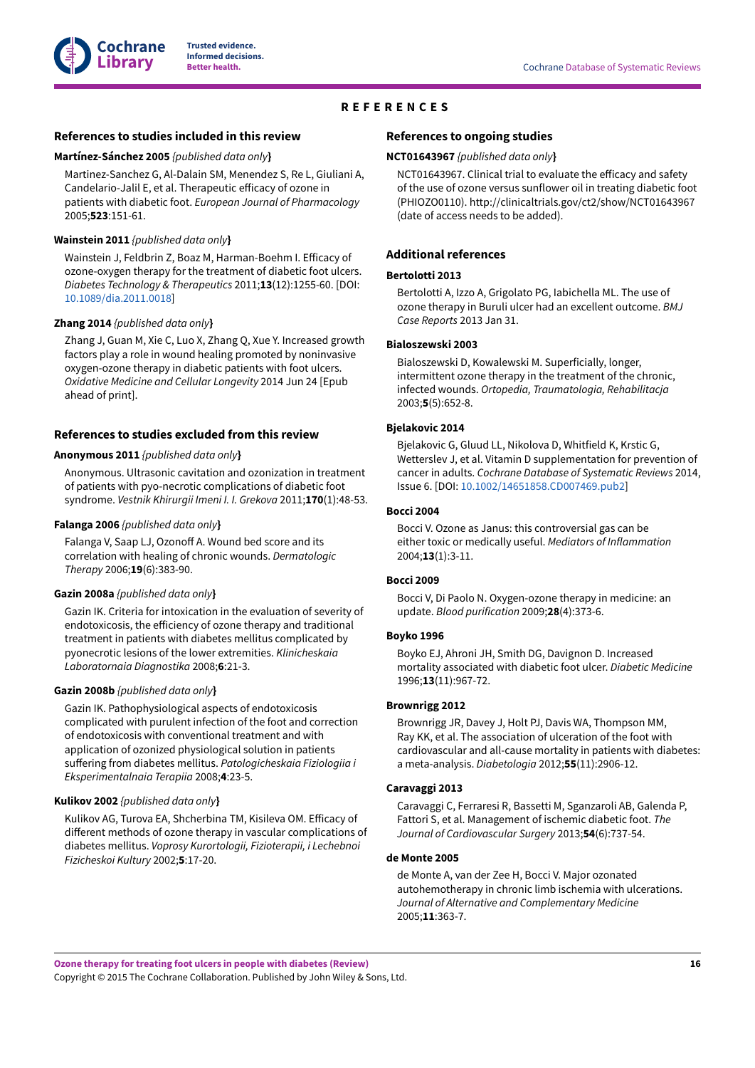# REFERENCES

## References to studies included in this review

**Martínez-Sánchez 2005** *{published data only}*

Martinez-Sanchez G, Al-Dalain SM, Menendez S, Re L, Giuliani A, Candelario-Jalil E, et al. Therapeutic efficacy of ozone in patients with diabetic foot. *European Journal of Pharmacology* 2005;**523**:151-61.

**Wainstein 2011** *{published data only}*

Wainstein J, Feldbrin Z, Boaz M, Harman-Boehm I. Efficacy of ozone-oxygen therapy for the treatment of diabetic foot ulcers. *Diabetes Technology & Therapeutics* 2011;**13**(12):1255-60. [DOI: 10.1089/dia.2011.0018]

**Zhang 2014** *{published data only}*

Zhang J, Guan M, Xie C, Luo X, Zhang Q, Xue Y. Increased growth factors play a role in wound healing promoted by noninvasive oxygen-ozone therapy in diabetic patients with foot ulcers. *Oxidative Medicine and Cellular Longevity* 2014 Jun 24 [Epub ahead of print].

## References to studies excluded from this review

**Anonymous 2011** *{published data only}*

Anonymous. Ultrasonic cavitation and ozonization in treatment of patients with pyo-necrotic complications of diabetic foot syndrome. *Vestnik Khirurgii Imeni I. I. Grekova* 2011;**170**(1):48-53.

**Falanga 2006** *{published data only}*

Falanga V, Saap LJ, Ozonoff A. Wound bed score and its correlation with healing of chronic wounds. *Dermatologic Therapy* 2006;**19**(6):383-90.

**Gazin 2008a** *{published data only}*

Gazin IK. Criteria for intoxication in the evaluation of severity of endotoxicosis, the efficiency of ozone therapy and traditional treatment in patients with diabetes mellitus complicated by pyonecrotic lesions of the lower extremities. *Klinicheskaia Laboratornaia Diagnostika* 2008;**6**:21-3.

**Gazin 2008b** *{published data only}*

Gazin IK. Pathophysiological aspects of endotoxicosis complicated with purulent infection of the foot and correction of endotoxicosis with conventional treatment and with application of ozonized physiological solution in patients suffering from diabetes mellitus. *Patologicheskaia Fiziologiia i Eksperimentalnaia Terapiia* 2008;**4**:23-5.

**Kulikov 2002** *{published data only}*

Kulikov AG, Turova EA, Shcherbina TM, Kisileva OM. Efficacy of different methods of ozone therapy in vascular complications of diabetes mellitus. *Voprosy Kurortologii, Fizioterapii, i Lechebnoi Fizicheskoi Kultury* 2002;**5**:17-20.

## References to ongoing studies

**NCT01643967** *{published data only}*

NCT01643967. Clinical trial to evaluate the efficacy and safety of the use of ozone versus sunflower oil in treating diabetic foot (PHIOZO0110). http://clinicaltrials.gov/ct2/show/NCT01643967 (date of access needs to be added).

## Additional references

**Bertolotti 2013**

Bertolotti A, Izzo A, Grigolato PG, Iabichella ML. The use of ozone therapy in Buruli ulcer had an excellent outcome. *BMJ Case Reports* 2013 Jan 31.

**Bialoszewski 2003**

Bialoszewski D, Kowalewski M. Superficially, longer, intermittent ozone therapy in the treatment of the chronic, infected wounds. *Ortopedia, Traumatologia, Rehabilitacja* 2003;**5**(5):652-8.

**Bjelakovic 2014**

Bjelakovic G, Gluud LL, Nikolova D, Whitfield K, Krstic G, Wetterslev J, et al. Vitamin D supplementation for prevention of cancer in adults. *Cochrane Database of Systematic Reviews* 2014, Issue 6. [DOI: 10.1002/14651858.CD007469.pub2]

**Bocci 2004**

Bocci V. Ozone as Janus: this controversial gas can be either toxic or medically useful. *Mediators of Inflammation* 2004;**13**(1):3-11.

**Bocci 2009**

Bocci V, Di Paolo N. Oxygen-ozone therapy in medicine: an update. *Blood purification* 2009;**28**(4):373-6.

**Boyko 1996**

Boyko EJ, Ahroni JH, Smith DG, Davignon D. Increased mortality associated with diabetic foot ulcer. *Diabetic Medicine* 1996;**13**(11):967-72.

**Brownrigg 2012**

Brownrigg JR, Davey J, Holt PJ, Davis WA, Thompson MM, Ray KK, et al. The association of ulceration of the foot with cardiovascular and all-cause mortality in patients with diabetes: a meta-analysis. *Diabetologia* 2012;**55**(11):2906-12.

**Caravaggi 2013**

Caravaggi C, Ferraresi R, Bassetti M, Sganzaroli AB, Galenda P, Fattori S, et al. Management of ischemic diabetic foot. *The Journal of Cardiovascular Surgery* 2013;**54**(6):737-54.

**de Monte 2005**

de Monte A, van der Zee H, Bocci V. Major ozonated autohemotherapy in chronic limb ischemia with ulcerations. *Journal of Alternative and Complementary Medicine* 2005;**11**:363-7.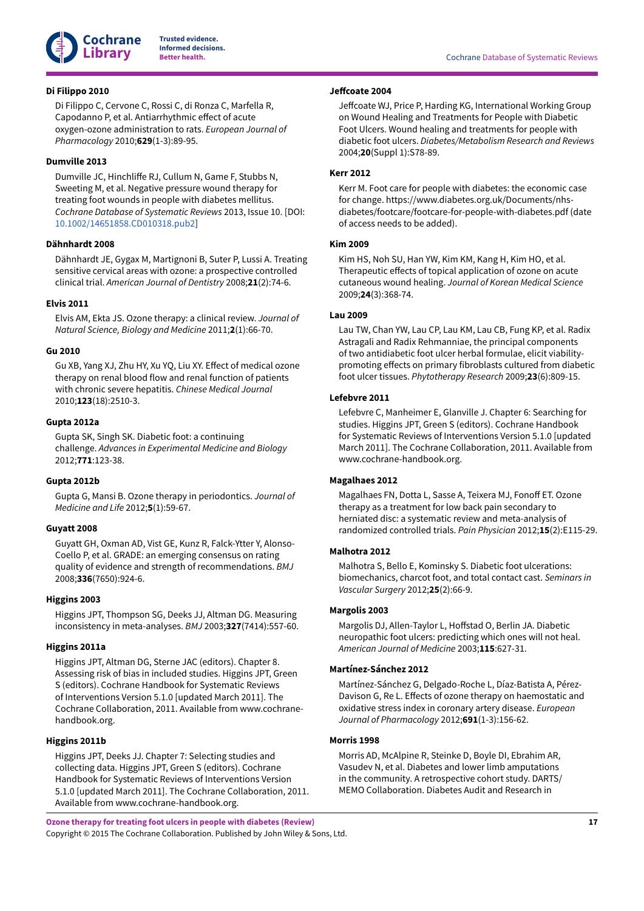**Di Filippo 2010**

Di Filippo C, Cervone C, Rossi C, di Ronza C, Marfella R, Capodanno P, et al. Antiarrhythmic effect of acute oxygen-ozone administration to rats. *European Journal of Pharmacology* 2010;**629**(1-3):89-95.

**Dumville 2013**

Dumville JC, Hinchliffe RJ, Cullum N, Game F, Stubbs N, Sweeting M, et al. Negative pressure wound therapy for treating foot wounds in people with diabetes mellitus. *Cochrane Database of Systematic Reviews* 2013, Issue 10. [DOI: 10.1002/14651858.CD010318.pub2]

**Dähnhardt 2008**

Dähnhardt JE, Gygax M, Martignoni B, Suter P, Lussi A. Treating sensitive cervical areas with ozone: a prospective controlled clinical trial. *American Journal of Dentistry* 2008;**21**(2):74-6.

**Elvis 2011**

Elvis AM, Ekta JS. Ozone therapy: a clinical review. *Journal of Natural Science, Biology and Medicine* 2011;**2**(1):66-70.

**Gu 2010**

Gu XB, Yang XJ, Zhu HY, Xu YQ, Liu XY. Effect of medical ozone therapy on renal blood flow and renal function of patients with chronic severe hepatitis. *Chinese Medical Journal* 2010;**123**(18):2510-3.

**Gupta 2012a**

Gupta SK, Singh SK. Diabetic foot: a continuing challenge. *Advances in Experimental Medicine and Biology* 2012;**771**:123-38.

**Gupta 2012b**

Gupta G, Mansi B. Ozone therapy in periodontics. *Journal of Medicine and Life* 2012;**5**(1):59-67.

**Guyatt 2008**

Guyatt GH, Oxman AD, Vist GE, Kunz R, Falck-Ytter Y, Alonso-Coello P, et al. GRADE: an emerging consensus on rating quality of evidence and strength of recommendations. *BMJ* 2008;**336**(7650):924-6.

**Higgins 2003**

Higgins JPT, Thompson SG, Deeks JJ, Altman DG. Measuring inconsistency in meta-analyses. *BMJ* 2003;**327**(7414):557-60.

**Higgins 2011a**

Higgins JPT, Altman DG, Sterne JAC (editors). Chapter 8. Assessing risk of bias in included studies. Higgins JPT, Green S (editors). Cochrane Handbook for Systematic Reviews of Interventions Version 5.1.0 [updated March 2011]. The Cochrane Collaboration, 2011. Available from www.cochrane-handbook.org.

**Higgins 2011b**

Higgins JPT, Deeks JJ. Chapter 7: Selecting studies and collecting data. Higgins JPT, Green S (editors). Cochrane Handbook for Systematic Reviews of Interventions Version 5.1.0 [updated March 2011]. The Cochrane Collaboration, 2011. Available from www.cochrane-handbook.org.

**Jeffcoate 2004**

Jeffcoate WJ, Price P, Harding KG, International Working Group on Wound Healing and Treatments for People with Diabetic Foot Ulcers. Wound healing and treatments for people with diabetic foot ulcers. *Diabetes/Metabolism Research and Reviews* 2004;**20**(Suppl 1):S78-89.

**Kerr 2012**

Kerr M. Foot care for people with diabetes: the economic case for change. https://www.diabetes.org.uk/Documents/nhs-diabetes/footcare/footcare-for-people-with-diabetes.pdf (date of access needs to be added).

**Kim 2009**

Kim HS, Noh SU, Han YW, Kim KM, Kang H, Kim HO, et al. Therapeutic effects of topical application of ozone on acute cutaneous wound healing. *Journal of Korean Medical Science* 2009;**24**(3):368-74.

**Lau 2009**

Lau TW, Chan YW, Lau CP, Lau KM, Lau CB, Fung KP, et al. Radix Astragali and Radix Rehmanniae, the principal components of two antidiabetic foot ulcer herbal formulae, elicit viability-promoting effects on primary fibroblasts cultured from diabetic foot ulcer tissues. *Phytotherapy Research* 2009;**23**(6):809-15.

**Lefebvre 2011**

Lefebvre C, Manheimer E, Glanville J. Chapter 6: Searching for studies. Higgins JPT, Green S (editors). Cochrane Handbook for Systematic Reviews of Interventions Version 5.1.0 [updated March 2011]. The Cochrane Collaboration, 2011. Available from www.cochrane-handbook.org.

**Magalhaes 2012**

Magalhaes FN, Dotta L, Sasse A, Teixera MJ, Fonoff ET. Ozone therapy as a treatment for low back pain secondary to herniated disc: a systematic review and meta-analysis of randomized controlled trials. *Pain Physician* 2012;**15**(2):E115-29.

**Malhotra 2012**

Malhotra S, Bello E, Kominsky S. Diabetic foot ulcerations: biomechanics, charcot foot, and total contact cast. *Seminars in Vascular Surgery* 2012;**25**(2):66-9.

**Margolis 2003**

Margolis DJ, Allen-Taylor L, Hoffstad O, Berlin JA. Diabetic neuropathic foot ulcers: predicting which ones will not heal. *American Journal of Medicine* 2003;**115**:627-31.

**Martínez-Sánchez 2012**

Martínez-Sánchez G, Delgado-Roche L, Díaz-Batista A, Pérez-Davison G, Re L. Effects of ozone therapy on haemostatic and oxidative stress index in coronary artery disease. *European Journal of Pharmacology* 2012;**691**(1-3):156-62.

**Morris 1998**

Morris AD, McAlpine R, Steinke D, Boyle DI, Ebrahim AR, Vasudev N, et al. Diabetes and lower limb amputations in the community. A retrospective cohort study. DARTS/MEMO Collaboration. Diabetes Audit and Research in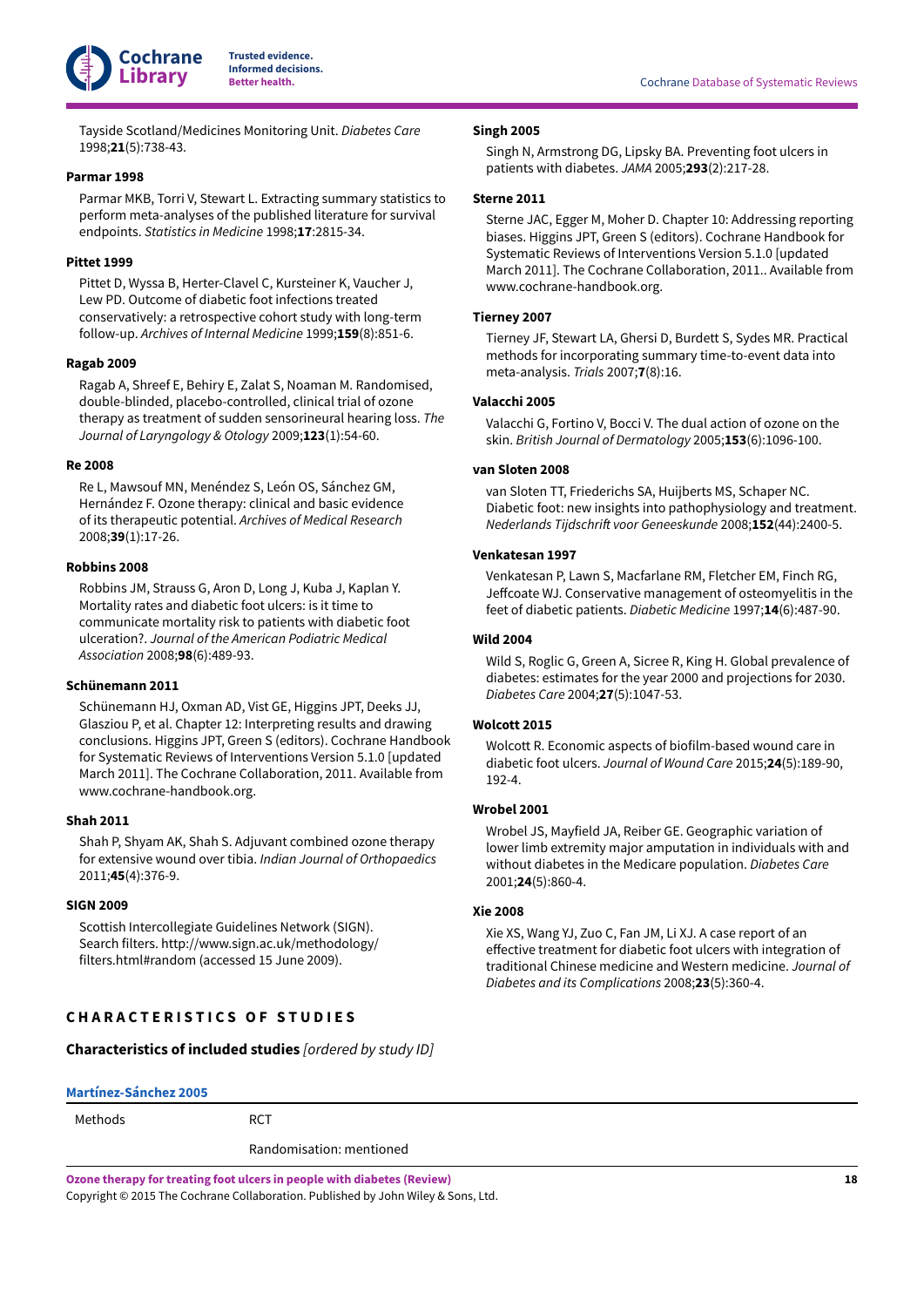Tayside Scotland/Medicines Monitoring Unit. *Diabetes Care* 1998;**21**(5):738-43.

**Parmar 1998**

Parmar MKB, Torri V, Stewart L. Extracting summary statistics to perform meta-analyses of the published literature for survival endpoints. *Statistics in Medicine* 1998;**17**:2815-34.

**Pittet 1999**

Pittet D, Wyssa B, Herter-Clavel C, Kursteiner K, Vaucher J, Lew PD. Outcome of diabetic foot infections treated conservatively: a retrospective cohort study with long-term follow-up. *Archives of Internal Medicine* 1999;**159**(8):851-6.

**Ragab 2009**

Ragab A, Shreef E, Behiry E, Zalat S, Noaman M. Randomised, double-blinded, placebo-controlled, clinical trial of ozone therapy as treatment of sudden sensorineural hearing loss. *The Journal of Laryngology & Otology* 2009;**123**(1):54-60.

**Re 2008**

Re L, Mawsouf MN, Menéndez S, León OS, Sánchez GM, Hernández F. Ozone therapy: clinical and basic evidence of its therapeutic potential. *Archives of Medical Research* 2008;**39**(1):17-26.

**Robbins 2008**

Robbins JM, Strauss G, Aron D, Long J, Kuba J, Kaplan Y. Mortality rates and diabetic foot ulcers: is it time to communicate mortality risk to patients with diabetic foot ulceration?. *Journal of the American Podiatric Medical Association* 2008;**98**(6):489-93.

**Schünemann 2011**

Schünemann HJ, Oxman AD, Vist GE, Higgins JPT, Deeks JJ, Glasziou P, et al. Chapter 12: Interpreting results and drawing conclusions. Higgins JPT, Green S (editors). Cochrane Handbook for Systematic Reviews of Interventions Version 5.1.0 [updated March 2011]. The Cochrane Collaboration, 2011. Available from www.cochrane-handbook.org.

**Shah 2011**

Shah P, Shyam AK, Shah S. Adjuvant combined ozone therapy for extensive wound over tibia. *Indian Journal of Orthopaedics* 2011;**45**(4):376-9.

**SIGN 2009**

Scottish Intercollegiate Guidelines Network (SIGN). Search filters. http://www.sign.ac.uk/methodology/filters.html#random (accessed 15 June 2009).

**Singh 2005**

Singh N, Armstrong DG, Lipsky BA. Preventing foot ulcers in patients with diabetes. *JAMA* 2005;**293**(2):217-28.

**Sterne 2011**

Sterne JAC, Egger M, Moher D. Chapter 10: Addressing reporting biases. Higgins JPT, Green S (editors). Cochrane Handbook for Systematic Reviews of Interventions Version 5.1.0 [updated March 2011]. The Cochrane Collaboration, 2011.. Available from www.cochrane-handbook.org.

**Tierney 2007**

Tierney JF, Stewart LA, Ghersi D, Burdett S, Sydes MR. Practical methods for incorporating summary time-to-event data into meta-analysis. *Trials* 2007;**7**(8):16.

**Valacchi 2005**

Valacchi G, Fortino V, Bocci V. The dual action of ozone on the skin. *British Journal of Dermatology* 2005;**153**(6):1096-100.

**van Sloten 2008**

van Sloten TT, Friederichs SA, Huijberts MS, Schaper NC. Diabetic foot: new insights into pathophysiology and treatment. *Nederlands Tijdschrift voor Geneeskunde* 2008;**152**(44):2400-5.

**Venkatesan 1997**

Venkatesan P, Lawn S, Macfarlane RM, Fletcher EM, Finch RG, Jeffcoate WJ. Conservative management of osteomyelitis in the feet of diabetic patients. *Diabetic Medicine* 1997;**14**(6):487-90.

**Wild 2004**

Wild S, Roglic G, Green A, Sicree R, King H. Global prevalence of diabetes: estimates for the year 2000 and projections for 2030. *Diabetes Care* 2004;**27**(5):1047-53.

**Wolcott 2015**

Wolcott R. Economic aspects of biofilm-based wound care in diabetic foot ulcers. *Journal of Wound Care* 2015;**24**(5):189-90, 192-4.

**Wrobel 2001**

Wrobel JS, Mayfield JA, Reiber GE. Geographic variation of lower limb extremity major amputation in individuals with and without diabetes in the Medicare population. *Diabetes Care* 2001;**24**(5):860-4.

**Xie 2008**

Xie XS, Wang YJ, Zuo C, Fan JM, Li XJ. A case report of an effective treatment for diabetic foot ulcers with integration of traditional Chinese medicine and Western medicine. *Journal of Diabetes and its Complications* 2008;**23**(5):360-4.

# CHARACTERISTICS OF STUDIES

## Characteristics of included studies *[ordered by study ID]*

### Martínez-Sánchez 2005

| | |
|---|---|
| Methods | RCT |
| | Randomisation: mentioned |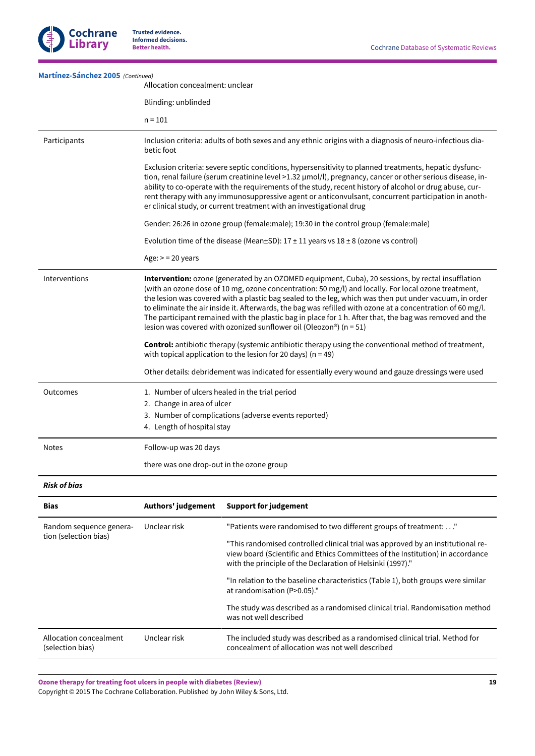**Martínez-Sánchez 2005** *(Continued)*

| | |
|---|---|
| | Allocation concealment: unclear<br><br>Blinding: unblinded<br><br>n = 101 |
| Participants | Inclusion criteria: adults of both sexes and any ethnic origins with a diagnosis of neuro-infectious diabetic foot<br><br>Exclusion criteria: severe septic conditions, hypersensitivity to planned treatments, hepatic dysfunction, renal failure (serum creatinine level >1.32 µmol/l), pregnancy, cancer or other serious disease, inability to co-operate with the requirements of the study, recent history of alcohol or drug abuse, current therapy with any immunosuppressive agent or anticonvulsant, concurrent participation in another clinical study, or current treatment with an investigational drug<br><br>Gender: 26:26 in ozone group (female:male); 19:30 in the control group (female:male)<br><br>Evolution time of the disease (Mean±SD): 17 ± 11 years vs 18 ± 8 (ozone vs control)<br><br>Age: > = 20 years |
| Interventions | **Intervention:** ozone (generated by an OZOMED equipment, Cuba), 20 sessions, by rectal insufflation (with an ozone dose of 10 mg, ozone concentration: 50 mg/l) and locally. For local ozone treatment, the lesion was covered with a plastic bag sealed to the leg, which was then put under vacuum, in order to eliminate the air inside it. Afterwards, the bag was refilled with ozone at a concentration of 60 mg/l. The participant remained with the plastic bag in place for 1 h. After that, the bag was removed and the lesion was covered with ozonized sunflower oil (Oleozon®) (n = 51)<br><br>**Control:** antibiotic therapy (systemic antibiotic therapy using the conventional method of treatment, with topical application to the lesion for 20 days) (n = 49)<br><br>Other details: debridement was indicated for essentially every wound and gauze dressings were used |
| Outcomes | 1. Number of ulcers healed in the trial period<br>2. Change in area of ulcer<br>3. Number of complications (adverse events reported)<br>4. Length of hospital stay |
| Notes | Follow-up was 20 days<br><br>there was one drop-out in the ozone group |

***Risk of bias***

| Bias | Authors' judgement | Support for judgement |
|---|---|---|
| Random sequence generation (selection bias) | Unclear risk | "Patients were randomised to two different groups of treatment: . . ."<br><br>"This randomised controlled clinical trial was approved by an institutional review board (Scientific and Ethics Committees of the Institution) in accordance with the principle of the Declaration of Helsinki (1997)."<br><br>"In relation to the baseline characteristics (Table 1), both groups were similar at randomisation (P>0.05)."<br><br>The study was described as a randomised clinical trial. Randomisation method was not well described |
| Allocation concealment (selection bias) | Unclear risk | The included study was described as a randomised clinical trial. Method for concealment of allocation was not well described |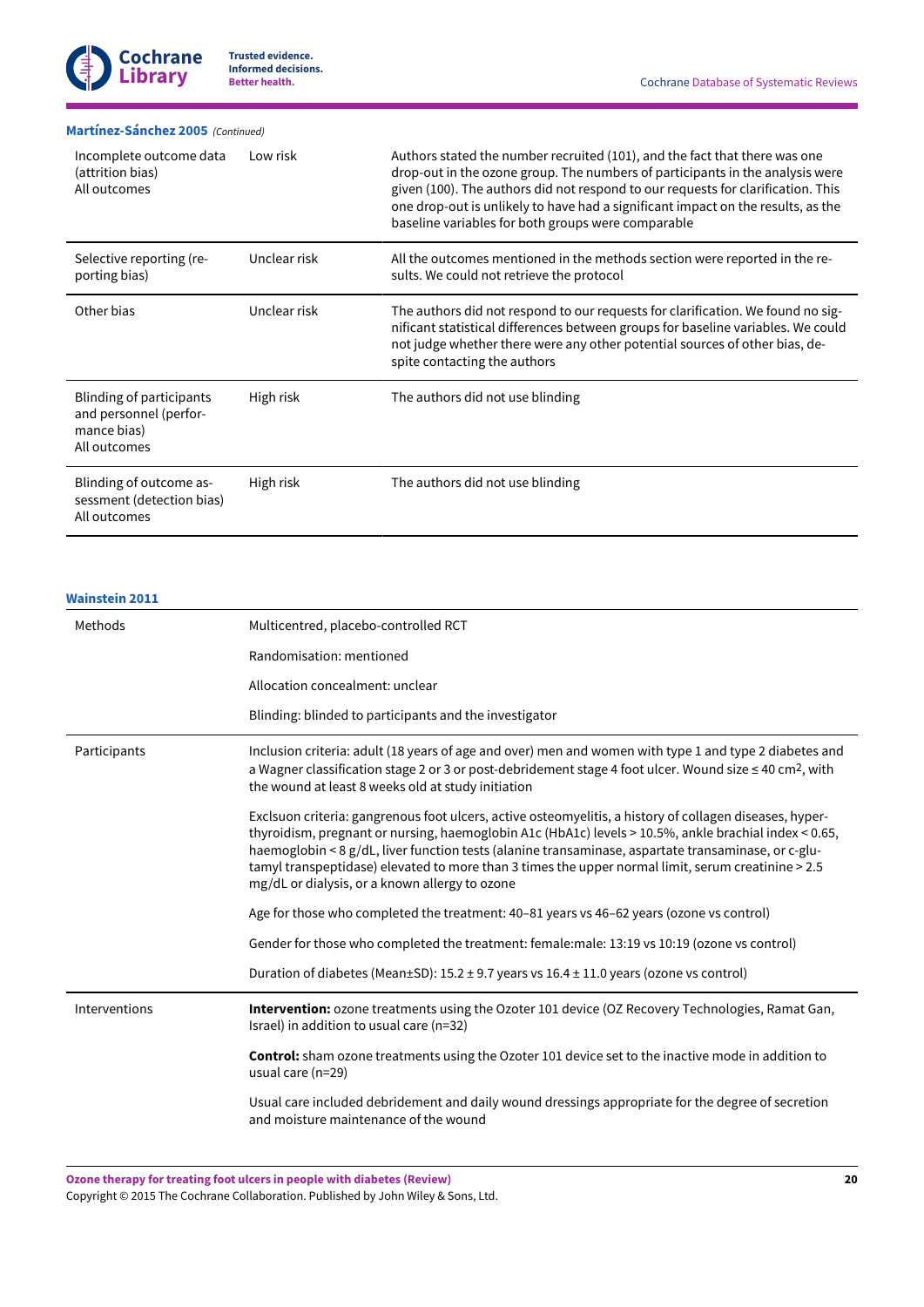**Martínez-Sánchez 2005** *(Continued)*

| | | |
|---|---|---|
| Incomplete outcome data (attrition bias)<br>All outcomes | Low risk | Authors stated the number recruited (101), and the fact that there was one drop-out in the ozone group. The numbers of participants in the analysis were given (100). The authors did not respond to our requests for clarification. This one drop-out is unlikely to have had a significant impact on the results, as the baseline variables for both groups were comparable |
| Selective reporting (reporting bias) | Unclear risk | All the outcomes mentioned in the methods section were reported in the results. We could not retrieve the protocol |
| Other bias | Unclear risk | The authors did not respond to our requests for clarification. We found no significant statistical differences between groups for baseline variables. We could not judge whether there were any other potential sources of other bias, despite contacting the authors |
| Blinding of participants and personnel (performance bias)<br>All outcomes | High risk | The authors did not use blinding |
| Blinding of outcome assessment (detection bias)<br>All outcomes | High risk | The authors did not use blinding |

**Wainstein 2011**

| | |
|---|---|
| Methods | Multicentred, placebo-controlled RCT<br><br>Randomisation: mentioned<br><br>Allocation concealment: unclear<br><br>Blinding: blinded to participants and the investigator |
| Participants | Inclusion criteria: adult (18 years of age and over) men and women with type 1 and type 2 diabetes and a Wagner classification stage 2 or 3 or post-debridement stage 4 foot ulcer. Wound size ≤ 40 $cm^2$, with the wound at least 8 weeks old at study initiation<br><br>Exclsuon criteria: gangrenous foot ulcers, active osteomyelitis, a history of collagen diseases, hyperthyroidism, pregnant or nursing, haemoglobin A1c (HbA1c) levels > 10.5%, ankle brachial index < 0.65, haemoglobin < 8 g/dL, liver function tests (alanine transaminase, aspartate transaminase, or c-glutamyl transpeptidase) elevated to more than 3 times the upper normal limit, serum creatinine > 2.5 mg/dL or dialysis, or a known allergy to ozone<br><br>Age for those who completed the treatment: 40–81 years vs 46–62 years (ozone vs control)<br><br>Gender for those who completed the treatment: female:male: 13:19 vs 10:19 (ozone vs control)<br><br>Duration of diabetes (Mean±SD): 15.2 ± 9.7 years vs 16.4 ± 11.0 years (ozone vs control) |
| Interventions | **Intervention:** ozone treatments using the Ozoter 101 device (OZ Recovery Technologies, Ramat Gan, Israel) in addition to usual care (n=32)<br><br>**Control:** sham ozone treatments using the Ozoter 101 device set to the inactive mode in addition to usual care (n=29)<br><br>Usual care included debridement and daily wound dressings appropriate for the degree of secretion and moisture maintenance of the wound |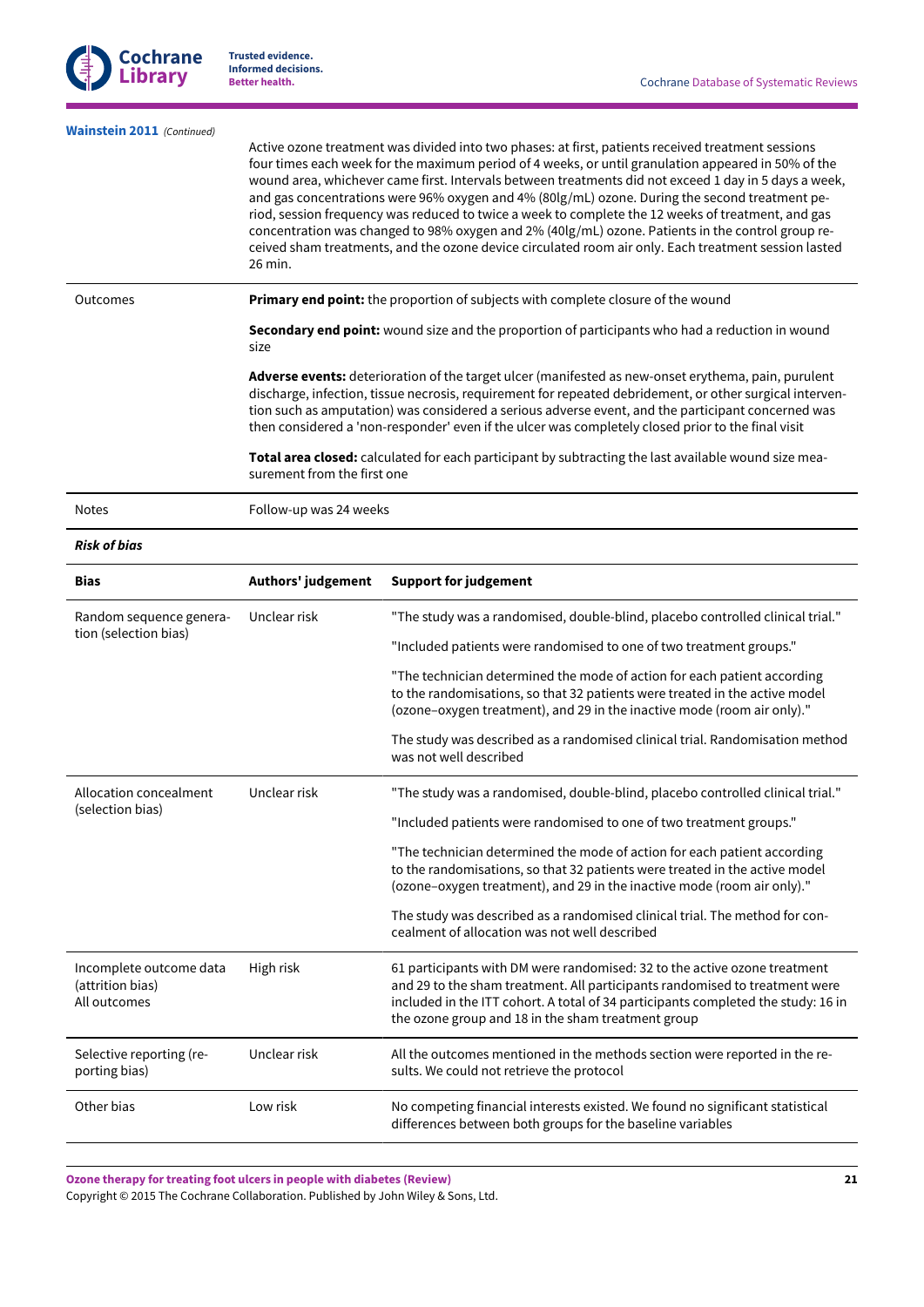**Wainstein 2011** *(Continued)*

| | |
|---|---|
| | Active ozone treatment was divided into two phases: at first, patients received treatment sessions four times each week for the maximum period of 4 weeks, or until granulation appeared in 50% of the wound area, whichever came first. Intervals between treatments did not exceed 1 day in 5 days a week, and gas concentrations were 96% oxygen and 4% (80lg/mL) ozone. During the second treatment period, session frequency was reduced to twice a week to complete the 12 weeks of treatment, and gas concentration was changed to 98% oxygen and 2% (40lg/mL) ozone. Patients in the control group received sham treatments, and the ozone device circulated room air only. Each treatment session lasted 26 min. |
| Outcomes | **Primary end point:** the proportion of subjects with complete closure of the wound<br><br>**Secondary end point:** wound size and the proportion of participants who had a reduction in wound size<br><br>**Adverse events:** deterioration of the target ulcer (manifested as new-onset erythema, pain, purulent discharge, infection, tissue necrosis, requirement for repeated debridement, or other surgical intervention such as amputation) was considered a serious adverse event, and the participant concerned was then considered a 'non-responder' even if the ulcer was completely closed prior to the final visit<br><br>**Total area closed:** calculated for each participant by subtracting the last available wound size measurement from the first one |
| Notes | Follow-up was 24 weeks |

***Risk of bias***

| Bias | Authors' judgement | Support for judgement |
|---|---|---|
| Random sequence generation (selection bias) | Unclear risk | "The study was a randomised, double-blind, placebo controlled clinical trial."<br><br>"Included patients were randomised to one of two treatment groups."<br><br>"The technician determined the mode of action for each patient according to the randomisations, so that 32 patients were treated in the active model (ozone–oxygen treatment), and 29 in the inactive mode (room air only)."<br><br>The study was described as a randomised clinical trial. Randomisation method was not well described |
| Allocation concealment (selection bias) | Unclear risk | "The study was a randomised, double-blind, placebo controlled clinical trial."<br><br>"Included patients were randomised to one of two treatment groups."<br><br>"The technician determined the mode of action for each patient according to the randomisations, so that 32 patients were treated in the active model (ozone–oxygen treatment), and 29 in the inactive mode (room air only)."<br><br>The study was described as a randomised clinical trial. The method for concealment of allocation was not well described |
| Incomplete outcome data (attrition bias)<br>All outcomes | High risk | 61 participants with DM were randomised: 32 to the active ozone treatment and 29 to the sham treatment. All participants randomised to treatment were included in the ITT cohort. A total of 34 participants completed the study: 16 in the ozone group and 18 in the sham treatment group |
| Selective reporting (reporting bias) | Unclear risk | All the outcomes mentioned in the methods section were reported in the results. We could not retrieve the protocol |
| Other bias | Low risk | No competing financial interests existed. We found no significant statistical differences between both groups for the baseline variables |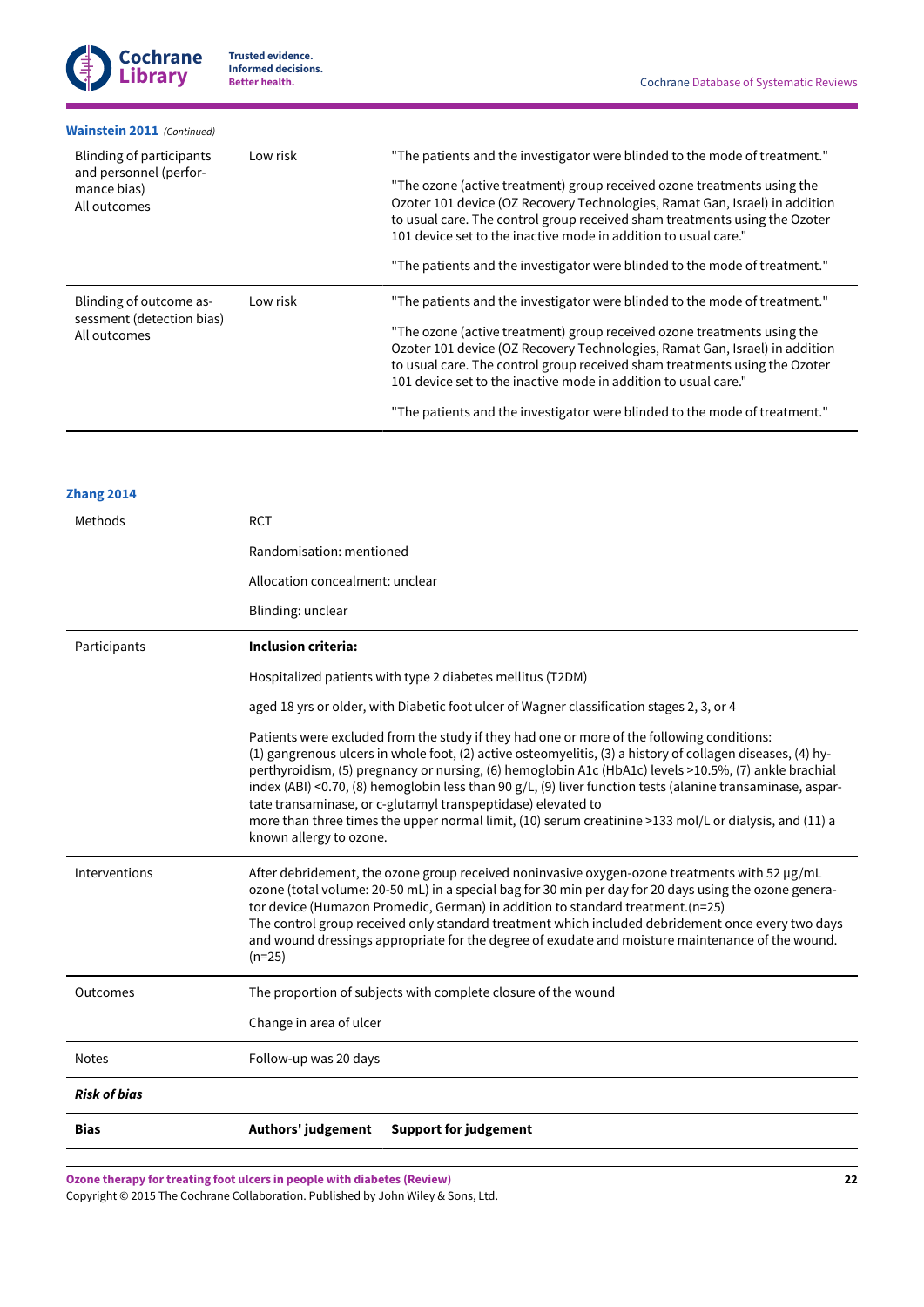**Wainstein 2011** *(Continued)*

| | | |
|---|---|---|
| Blinding of participants and personnel (performance bias)<br>All outcomes | Low risk | "The patients and the investigator were blinded to the mode of treatment."<br><br>"The ozone (active treatment) group received ozone treatments using the Ozoter 101 device (OZ Recovery Technologies, Ramat Gan, Israel) in addition to usual care. The control group received sham treatments using the Ozoter 101 device set to the inactive mode in addition to usual care."<br><br>"The patients and the investigator were blinded to the mode of treatment." |
| Blinding of outcome assessment (detection bias)<br>All outcomes | Low risk | "The patients and the investigator were blinded to the mode of treatment."<br><br>"The ozone (active treatment) group received ozone treatments using the Ozoter 101 device (OZ Recovery Technologies, Ramat Gan, Israel) in addition to usual care. The control group received sham treatments using the Ozoter 101 device set to the inactive mode in addition to usual care."<br><br>"The patients and the investigator were blinded to the mode of treatment." |

**Zhang 2014**

| | |
|---|---|
| Methods | RCT<br><br>Randomisation: mentioned<br><br>Allocation concealment: unclear<br><br>Blinding: unclear |
| Participants | **Inclusion criteria:**<br><br>Hospitalized patients with type 2 diabetes mellitus (T2DM)<br><br>aged 18 yrs or older, with Diabetic foot ulcer of Wagner classification stages 2, 3, or 4<br><br>Patients were excluded from the study if they had one or more of the following conditions: (1) gangrenous ulcers in whole foot, (2) active osteomyelitis, (3) a history of collagen diseases, (4) hyperthyroidism, (5) pregnancy or nursing, (6) hemoglobin A1c (HbA1c) levels >10.5%, (7) ankle brachial index (ABI) <0.70, (8) hemoglobin less than 90 g/L, (9) liver function tests (alanine transaminase, aspartate transaminase, or c-glutamyl transpeptidase) elevated to more than three times the upper normal limit, (10) serum creatinine >133 mol/L or dialysis, and (11) a known allergy to ozone. |
| Interventions | After debridement, the ozone group received noninvasive oxygen-ozone treatments with 52 µg/mL ozone (total volume: 20-50 mL) in a special bag for 30 min per day for 20 days using the ozone generator device (Humazon Promedic, German) in addition to standard treatment.(n=25)<br>The control group received only standard treatment which included debridement once every two days and wound dressings appropriate for the degree of exudate and moisture maintenance of the wound. (n=25) |
| Outcomes | The proportion of subjects with complete closure of the wound<br><br>Change in area of ulcer |
| Notes | Follow-up was 20 days |

***Risk of bias***

| **Bias** | **Authors' judgement** | **Support for judgement** |
|---|---|---|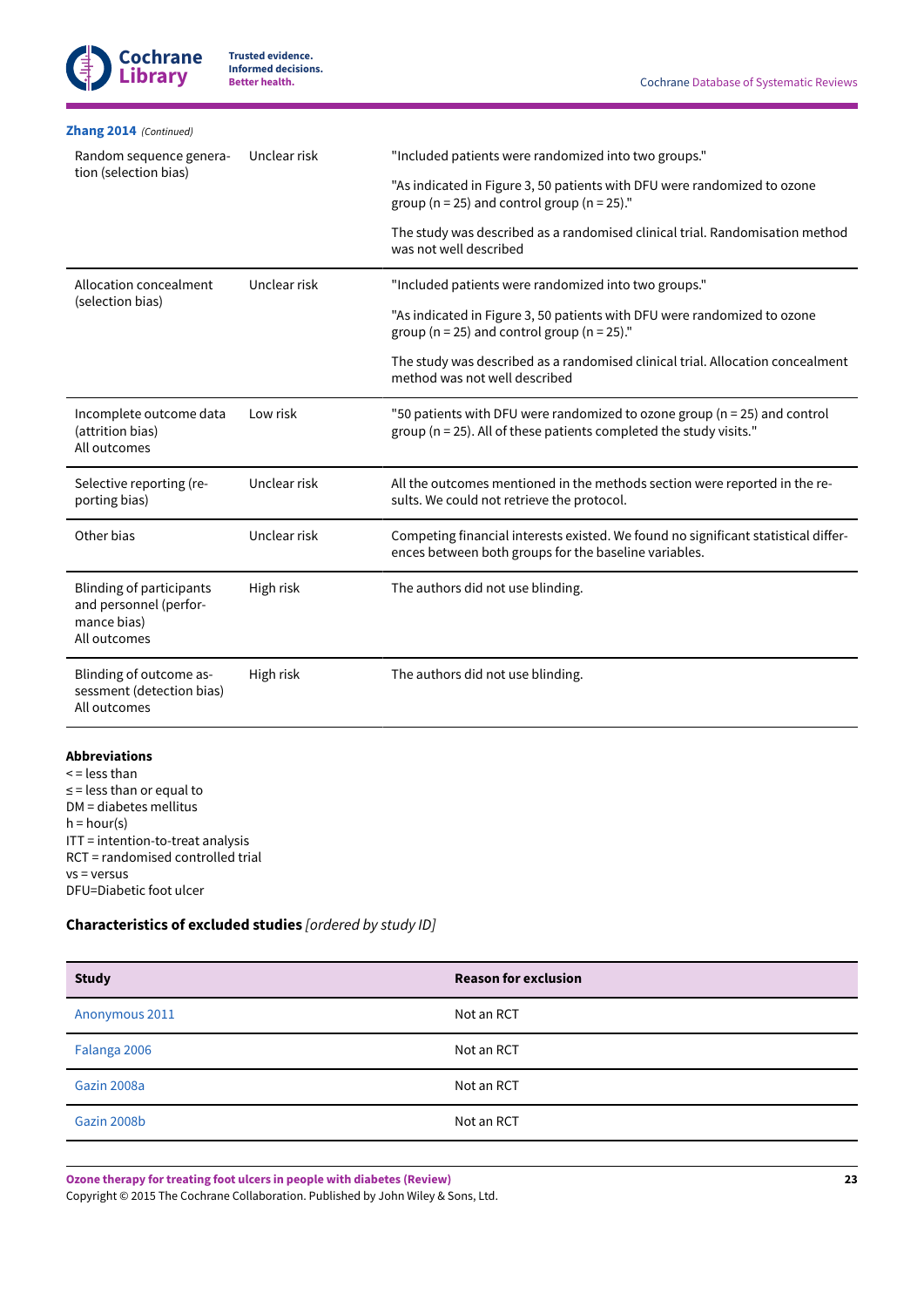**Zhang 2014** *(Continued)*

| | | |
|---|---|---|
| Random sequence generation (selection bias) | Unclear risk | "Included patients were randomized into two groups."<br><br>"As indicated in Figure 3, 50 patients with DFU were randomized to ozone group (n = 25) and control group (n = 25)."<br><br>The study was described as a randomised clinical trial. Randomisation method was not well described |
| Allocation concealment (selection bias) | Unclear risk | "Included patients were randomized into two groups."<br><br>"As indicated in Figure 3, 50 patients with DFU were randomized to ozone group (n = 25) and control group (n = 25)."<br><br>The study was described as a randomised clinical trial. Allocation concealment method was not well described |
| Incomplete outcome data (attrition bias)<br>All outcomes | Low risk | "50 patients with DFU were randomized to ozone group (n = 25) and control group (n = 25). All of these patients completed the study visits." |
| Selective reporting (reporting bias) | Unclear risk | All the outcomes mentioned in the methods section were reported in the results. We could not retrieve the protocol. |
| Other bias | Unclear risk | Competing financial interests existed. We found no significant statistical differences between both groups for the baseline variables. |
| Blinding of participants and personnel (performance bias)<br>All outcomes | High risk | The authors did not use blinding. |
| Blinding of outcome assessment (detection bias)<br>All outcomes | High risk | The authors did not use blinding. |

**Abbreviations**

< = less than
≤ = less than or equal to
DM = diabetes mellitus
h = hour(s)
ITT = intention-to-treat analysis
RCT = randomised controlled trial
vs = versus
DFU=Diabetic foot ulcer

**Characteristics of excluded studies** *[ordered by study ID]*

| Study | Reason for exclusion |
|---|---|
| Anonymous 2011 | Not an RCT |
| Falanga 2006 | Not an RCT |
| Gazin 2008a | Not an RCT |
| Gazin 2008b | Not an RCT |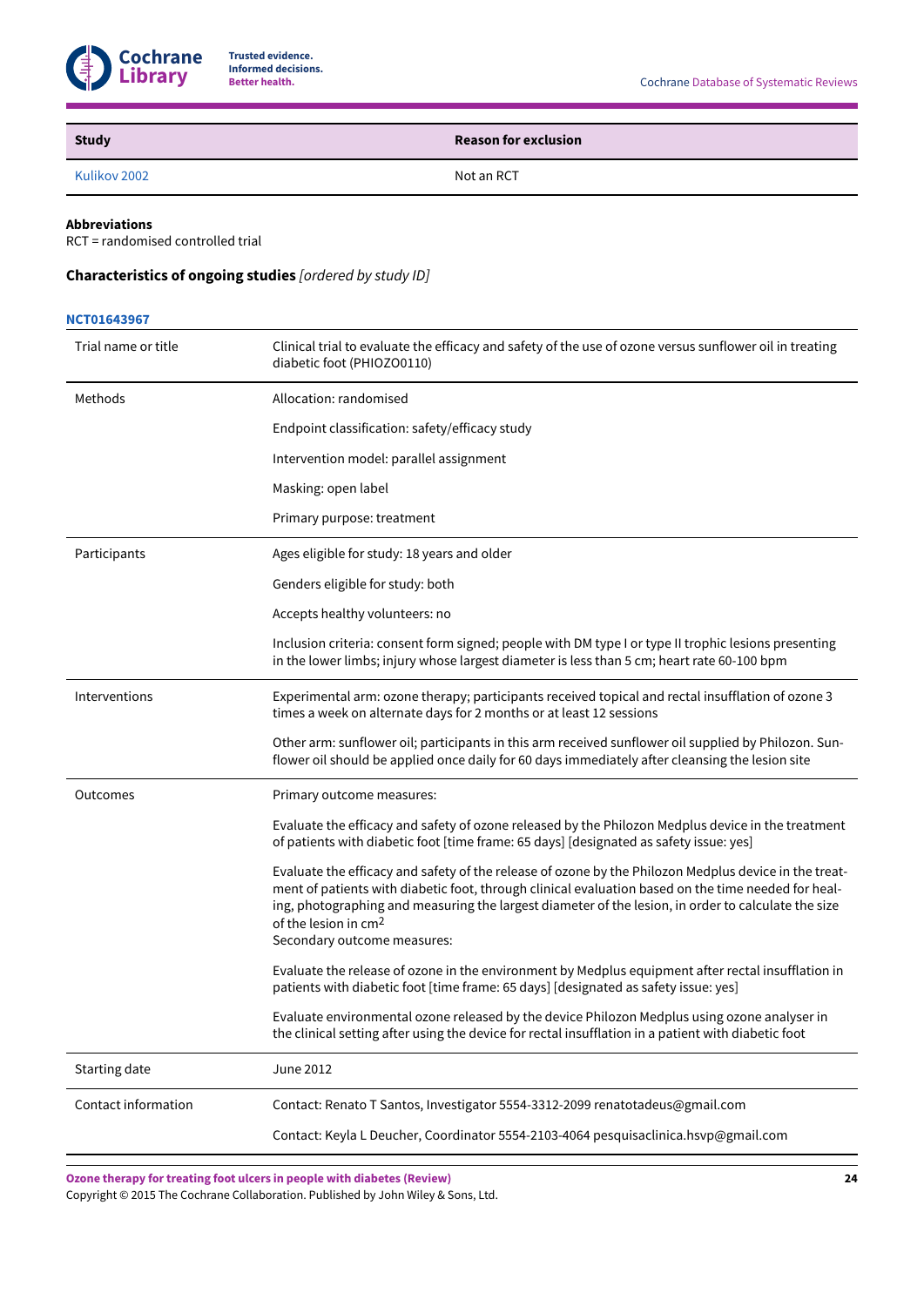| Study | Reason for exclusion |
|---|---|
| Kulikov 2002 | Not an RCT |

**Abbreviations**
RCT = randomised controlled trial

### Characteristics of ongoing studies *[ordered by study ID]*

**NCT01643967**

| | |
|---|---|
| Trial name or title | Clinical trial to evaluate the efficacy and safety of the use of ozone versus sunflower oil in treating diabetic foot (PHIOZO0110) |
| Methods | Allocation: randomised<br><br>Endpoint classification: safety/efficacy study<br><br>Intervention model: parallel assignment<br><br>Masking: open label<br><br>Primary purpose: treatment |
| Participants | Ages eligible for study: 18 years and older<br><br>Genders eligible for study: both<br><br>Accepts healthy volunteers: no<br><br>Inclusion criteria: consent form signed; people with DM type I or type II trophic lesions presenting in the lower limbs; injury whose largest diameter is less than 5 cm; heart rate 60-100 bpm |
| Interventions | Experimental arm: ozone therapy; participants received topical and rectal insufflation of ozone 3 times a week on alternate days for 2 months or at least 12 sessions<br><br>Other arm: sunflower oil; participants in this arm received sunflower oil supplied by Philozon. Sunflower oil should be applied once daily for 60 days immediately after cleansing the lesion site |
| Outcomes | Primary outcome measures:<br><br>Evaluate the efficacy and safety of ozone released by the Philozon Medplus device in the treatment of patients with diabetic foot [time frame: 65 days] [designated as safety issue: yes]<br><br>Evaluate the efficacy and safety of the release of ozone by the Philozon Medplus device in the treatment of patients with diabetic foot, through clinical evaluation based on the time needed for healing, photographing and measuring the largest diameter of the lesion, in order to calculate the size of the lesion in $cm^2$<br>Secondary outcome measures:<br><br>Evaluate the release of ozone in the environment by Medplus equipment after rectal insufflation in patients with diabetic foot [time frame: 65 days] [designated as safety issue: yes]<br><br>Evaluate environmental ozone released by the device Philozon Medplus using ozone analyser in the clinical setting after using the device for rectal insufflation in a patient with diabetic foot |
| Starting date | June 2012 |
| Contact information | Contact: Renato T Santos, Investigator 5554-3312-2099 renatotadeus@gmail.com<br><br>Contact: Keyla L Deucher, Coordinator 5554-2103-4064 pesquisaclinica.hsvp@gmail.com |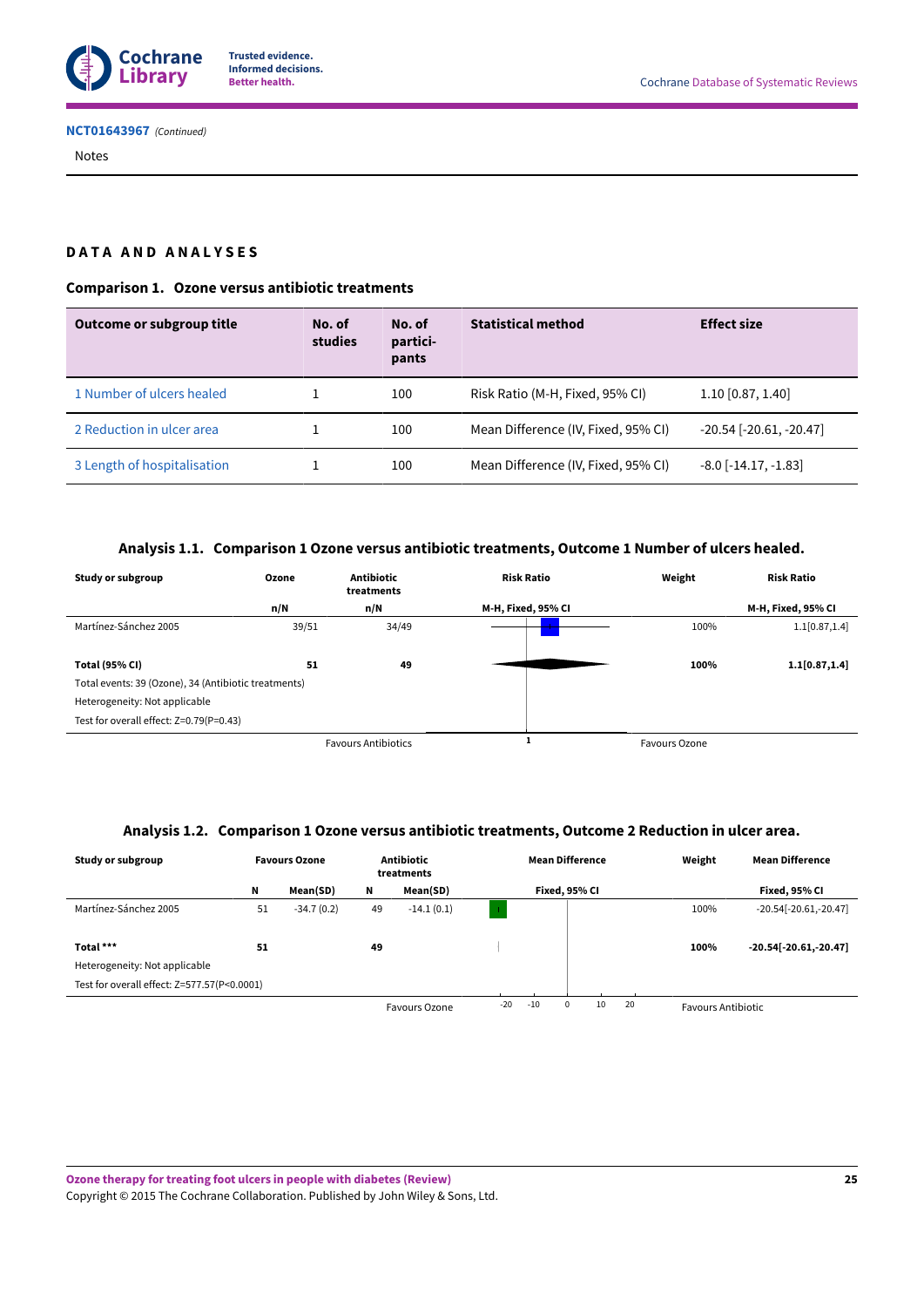**NCT01643967** *(Continued)*

Notes

## DATA AND ANALYSES

### Comparison 1. Ozone versus antibiotic treatments

| Outcome or subgroup title | No. of studies | No. of participants | Statistical method | Effect size |
|---|---|---|---|---|
| 1 Number of ulcers healed | 1 | 100 | Risk Ratio (M-H, Fixed, 95% CI) | 1.10 [0.87, 1.40] |
| 2 Reduction in ulcer area | 1 | 100 | Mean Difference (IV, Fixed, 95% CI) | -20.54 [-20.61, -20.47] |
| 3 Length of hospitalisation | 1 | 100 | Mean Difference (IV, Fixed, 95% CI) | -8.0 [-14.17, -1.83] |

### Analysis 1.1. Comparison 1 Ozone versus antibiotic treatments, Outcome 1 Number of ulcers healed.

| Study or subgroup | Ozone | Antibiotic treatments | Risk Ratio | Weight | Risk Ratio |
|---|---|---|---|---|---|
| | n/N | n/N | M-H, Fixed, 95% CI | | M-H, Fixed, 95% CI |
| Martínez-Sánchez 2005 | 39/51 | 34/49 | | 100% | 1.1[0.87,1.4] |
| **Total (95% CI)** | **51** | **49** | | **100%** | **1.1[0.87,1.4]** |
| Total events: 39 (Ozone), 34 (Antibiotic treatments) | | | | | |
| Heterogeneity: Not applicable | | | | | |
| Test for overall effect: Z=0.79(P=0.43) | | | | | |

Favours Antibiotics 1 Favours Ozone

### Analysis 1.2. Comparison 1 Ozone versus antibiotic treatments, Outcome 2 Reduction in ulcer area.

| Study or subgroup | Favours Ozone | | Antibiotic treatments | | Mean Difference | Weight | Mean Difference |
|---|---|---|---|---|---|---|---|
| | N | Mean(SD) | N | Mean(SD) | Fixed, 95% CI | | Fixed, 95% CI |
| Martínez-Sánchez 2005 | 51 | -34.7 (0.2) | 49 | -14.1 (0.1) | | 100% | -20.54[-20.61,-20.47] |
| **Total \*\*\*** | **51** | | **49** | | | **100%** | **-20.54[-20.61,-20.47]** |
| Heterogeneity: Not applicable | | | | | | | |
| Test for overall effect: Z=577.57(P<0.0001) | | | | | | | |

Favours Ozone -20 -10 0 10 20 Favours Antibiotic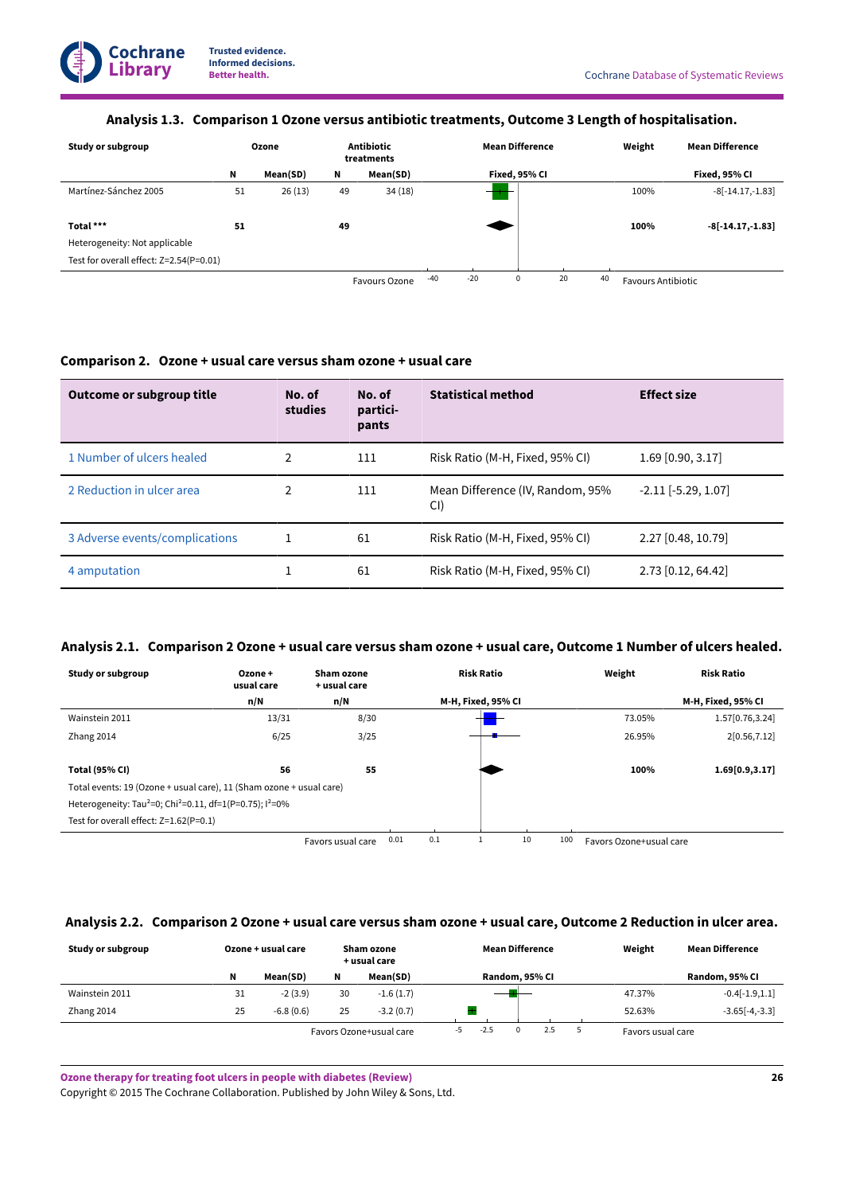### Analysis 1.3. Comparison 1 Ozone versus antibiotic treatments, Outcome 3 Length of hospitalisation.

| Study or subgroup | Ozone | | Antibiotic treatments | | Mean Difference | Weight | Mean Difference |
|---|---|---|---|---|---|---|---|
| | N | Mean(SD) | N | Mean(SD) | Fixed, 95% CI | | Fixed, 95% CI |
| Martínez-Sánchez 2005 | 51 | 26 (13) | 49 | 34 (18) | | 100% | -8[-14.17,-1.83] |
| **Total \*\*\*** | **51** | | **49** | | | **100%** | **-8[-14.17,-1.83]** |
| Heterogeneity: Not applicable | | | | | | | |
| Test for overall effect: Z=2.54(P=0.01) | | | | | | | |
| | | | | Favours Ozone | -40 -20 0 20 40 | Favours Antibiotic | |

## Comparison 2. Ozone + usual care versus sham ozone + usual care

| Outcome or subgroup title | No. of studies | No. of participants | Statistical method | Effect size |
|---|---|---|---|---|
| 1 Number of ulcers healed | 2 | 111 | Risk Ratio (M-H, Fixed, 95% CI) | 1.69 [0.90, 3.17] |
| 2 Reduction in ulcer area | 2 | 111 | Mean Difference (IV, Random, 95% CI) | -2.11 [-5.29, 1.07] |
| 3 Adverse events/complications | 1 | 61 | Risk Ratio (M-H, Fixed, 95% CI) | 2.27 [0.48, 10.79] |
| 4 amputation | 1 | 61 | Risk Ratio (M-H, Fixed, 95% CI) | 2.73 [0.12, 64.42] |

### Analysis 2.1. Comparison 2 Ozone + usual care versus sham ozone + usual care, Outcome 1 Number of ulcers healed.

| Study or subgroup | Ozone + usual care | Sham ozone + usual care | Risk Ratio | Weight | Risk Ratio |
|---|---|---|---|---|---|
| | n/N | n/N | M-H, Fixed, 95% CI | | M-H, Fixed, 95% CI |
| Wainstein 2011 | 13/31 | 8/30 | | 73.05% | 1.57[0.76,3.24] |
| Zhang 2014 | 6/25 | 3/25 | | 26.95% | 2[0.56,7.12] |
| **Total (95% CI)** | **56** | **55** | | **100%** | **1.69[0.9,3.17]** |
| Total events: 19 (Ozone + usual care), 11 (Sham ozone + usual care) | | | | | |
| Heterogeneity: $Tau^2$=0; $Chi^2$=0.11, df=1(P=0.75); $I^2$=0% | | | | | |
| Test for overall effect: Z=1.62(P=0.1) | | | | | |
| | | Favors usual care | 0.01 0.1 1 10 100 | Favors Ozone+usual care | |

### Analysis 2.2. Comparison 2 Ozone + usual care versus sham ozone + usual care, Outcome 2 Reduction in ulcer area.

| Study or subgroup | Ozone + usual care | | Sham ozone + usual care | | Mean Difference | Weight | Mean Difference |
|---|---|---|---|---|---|---|---|
| | N | Mean(SD) | N | Mean(SD) | Random, 95% CI | | Random, 95% CI |
| Wainstein 2011 | 31 | -2 (3.9) | 30 | -1.6 (1.7) | | 47.37% | -0.4[-1.9,1.1] |
| Zhang 2014 | 25 | -6.8 (0.6) | 25 | -3.2 (0.7) | | 52.63% | -3.65[-4,-3.3] |
| | | | Favors Ozone+usual care | | -5 -2.5 0 2.5 5 | Favors usual care | |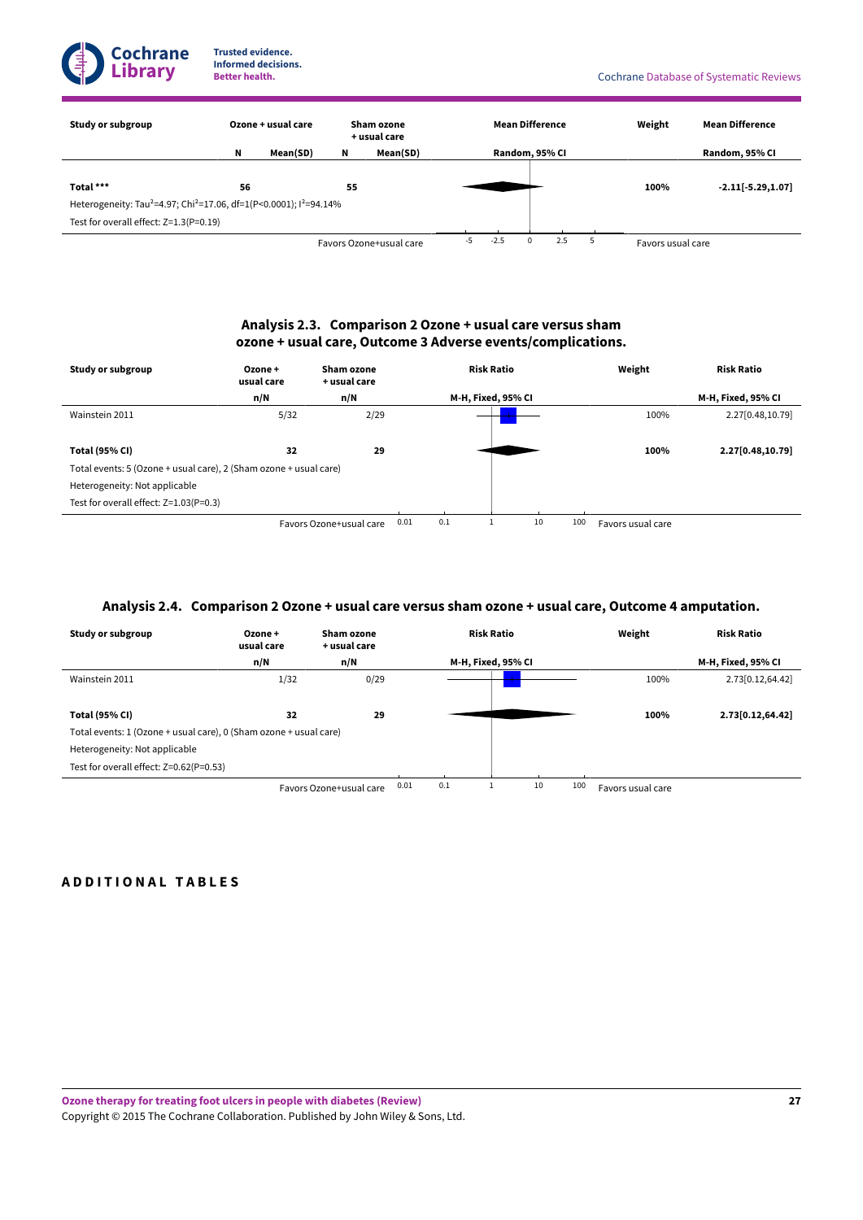| Study or subgroup | Ozone + usual care | | Sham ozone + usual care | | Mean Difference | Weight | Mean Difference |
|---|---|---|---|---|---|---|---|
| | N | Mean(SD) | N | Mean(SD) | Random, 95% CI | | Random, 95% CI |
| Total *** | 56 | | 55 | | | 100% | -2.11[-5.29,1.07] |
| Heterogeneity: $Tau^2$=4.97; $Chi^2$=17.06, df=1(P<0.0001); $I^2$=94.14% | | | | | | | |
| Test for overall effect: Z=1.3(P=0.19) | | | | | | | |
| | | | Favors Ozone+usual care | | -5 -2.5 0 2.5 5 | Favors usual care | |

### Analysis 2.3. Comparison 2 Ozone + usual care versus sham ozone + usual care, Outcome 3 Adverse events/complications.

| Study or subgroup | Ozone + usual care | Sham ozone + usual care | Risk Ratio | Weight | Risk Ratio |
|---|---|---|---|---|---|
| | n/N | n/N | M-H, Fixed, 95% CI | | M-H, Fixed, 95% CI |
| Wainstein 2011 | 5/32 | 2/29 | | 100% | 2.27[0.48,10.79] |
| Total (95% CI) | 32 | 29 | | 100% | 2.27[0.48,10.79] |
| Total events: 5 (Ozone + usual care), 2 (Sham ozone + usual care) | | | | | |
| Heterogeneity: Not applicable | | | | | |
| Test for overall effect: Z=1.03(P=0.3) | | | | | |
| | | Favors Ozone+usual care | 0.01 0.1 1 10 100 | Favors usual care | |

### Analysis 2.4. Comparison 2 Ozone + usual care versus sham ozone + usual care, Outcome 4 amputation.

| Study or subgroup | Ozone + usual care | Sham ozone + usual care | Risk Ratio | Weight | Risk Ratio |
|---|---|---|---|---|---|
| | n/N | n/N | M-H, Fixed, 95% CI | | M-H, Fixed, 95% CI |
| Wainstein 2011 | 1/32 | 0/29 | | 100% | 2.73[0.12,64.42] |
| Total (95% CI) | 32 | 29 | | 100% | 2.73[0.12,64.42] |
| Total events: 1 (Ozone + usual care), 0 (Sham ozone + usual care) | | | | | |
| Heterogeneity: Not applicable | | | | | |
| Test for overall effect: Z=0.62(P=0.53) | | | | | |
| | | Favors Ozone+usual care | 0.01 0.1 1 10 100 | Favors usual care | |

## ADDITIONAL TABLES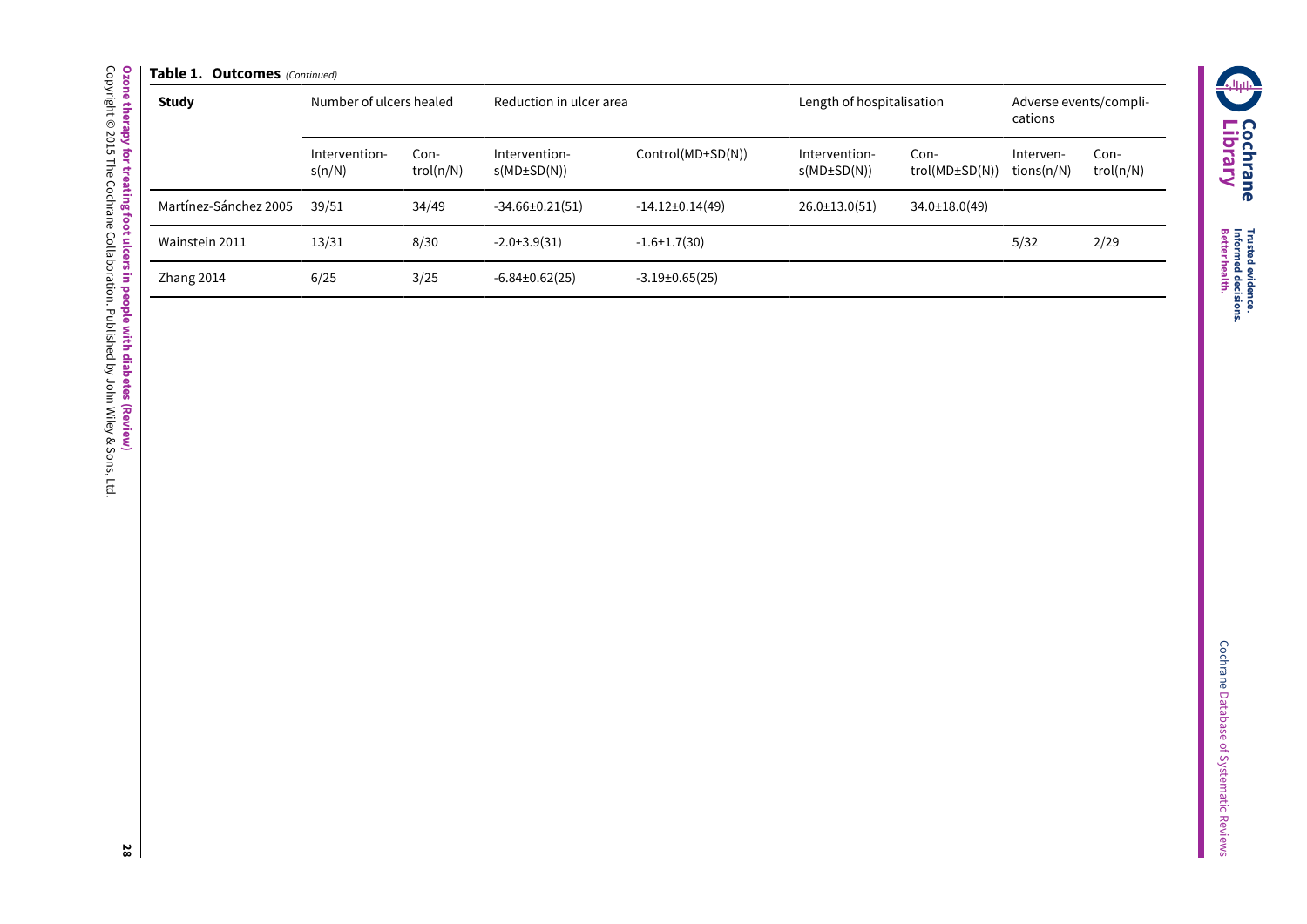**Table 1. Outcomes** *(Continued)*

| Study | Number of ulcers healed | | Reduction in ulcer area | | Length of hospitalisation | | Adverse events/complications | |
|---|---|---|---|---|---|---|---|---|
| | Interventions(n/N) | Control(n/N) | Interventions(MD±SD(N)) | Control(MD±SD(N)) | Interventions(MD±SD(N)) | Control(MD±SD(N)) | Interventions(n/N) | Control(n/N) |
| Martínez-Sánchez 2005 | 39/51 | 34/49 | -34.66±0.21(51) | -14.12±0.14(49) | 26.0±13.0(51) | 34.0±18.0(49) | | |
| Wainstein 2011 | 13/31 | 8/30 | -2.0±3.9(31) | -1.6±1.7(30) | | | 5/32 | 2/29 |
| Zhang 2014 | 6/25 | 3/25 | -6.84±0.62(25) | -3.19±0.65(25) | | | | |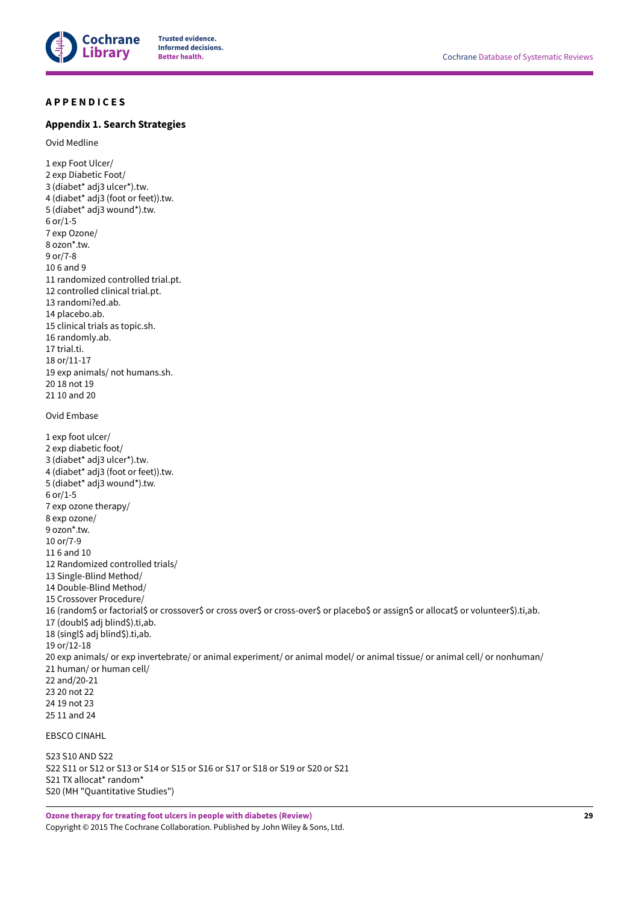# APPENDICES

## Appendix 1. Search Strategies

Ovid Medline

1 exp Foot Ulcer/
2 exp Diabetic Foot/
3 (diabet* adj3 ulcer*).tw.
4 (diabet* adj3 (foot or feet)).tw.
5 (diabet* adj3 wound*).tw.
6 or/1-5
7 exp Ozone/
8 ozon*.tw.
9 or/7-8
10 6 and 9
11 randomized controlled trial.pt.
12 controlled clinical trial.pt.
13 randomi?ed.ab.
14 placebo.ab.
15 clinical trials as topic.sh.
16 randomly.ab.
17 trial.ti.
18 or/11-17
19 exp animals/ not humans.sh.
20 18 not 19
21 10 and 20

Ovid Embase

1 exp foot ulcer/
2 exp diabetic foot/
3 (diabet* adj3 ulcer*).tw.
4 (diabet* adj3 (foot or feet)).tw.
5 (diabet* adj3 wound*).tw.
6 or/1-5
7 exp ozone therapy/
8 exp ozone/
9 ozon*.tw.
10 or/7-9
11 6 and 10
12 Randomized controlled trials/
13 Single-Blind Method/
14 Double-Blind Method/
15 Crossover Procedure/
16 (random$ or factorial$ or crossover$ or cross over$ or cross-over$ or placebo$ or assign$ or allocat$ or volunteer$).ti,ab.
17 (doubl$ adj blind$).ti,ab.
18 (singl$ adj blind$).ti,ab.
19 or/12-18
20 exp animals/ or exp invertebrate/ or animal experiment/ or animal model/ or animal tissue/ or animal cell/ or nonhuman/
21 human/ or human cell/
22 and/20-21
23 20 not 22
24 19 not 23
25 11 and 24

EBSCO CINAHL

S23 S10 AND S22
S22 S11 or S12 or S13 or S14 or S15 or S16 or S17 or S18 or S19 or S20 or S21
S21 TX allocat* random*
S20 (MH "Quantitative Studies")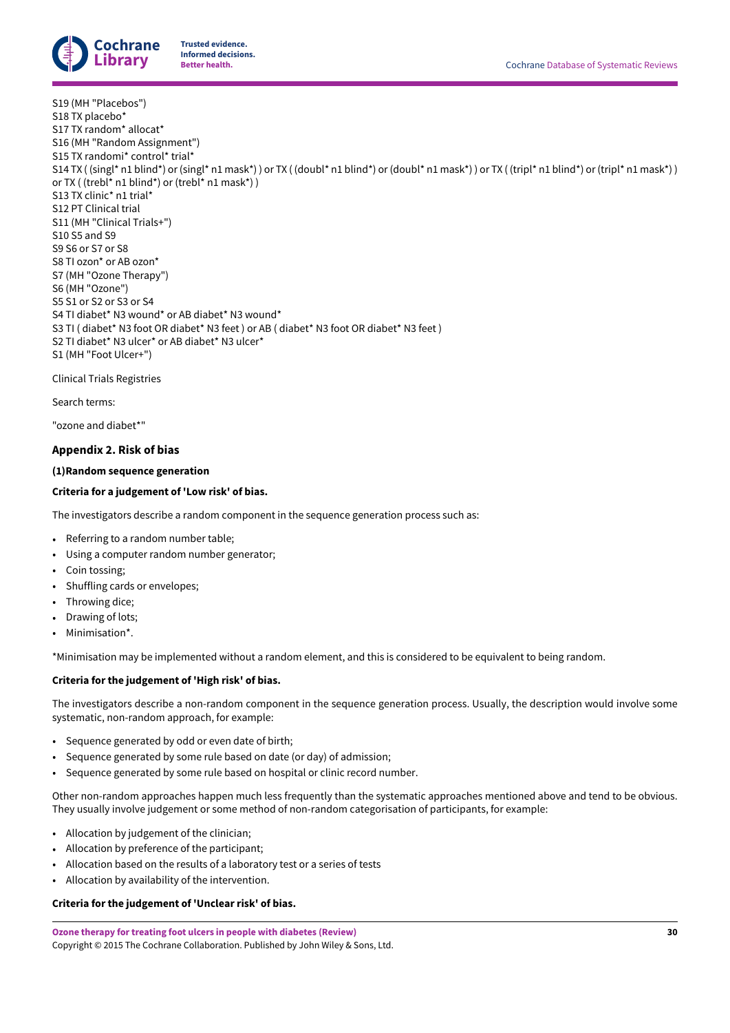S19 (MH "Placebos")
S18 TX placebo*
S17 TX random* allocat*
S16 (MH "Random Assignment")
S15 TX randomi* control* trial*
S14 TX ( (singl* n1 blind*) or (singl* n1 mask*) ) or TX ( (doubl* n1 blind*) or (doubl* n1 mask*) ) or TX ( (tripl* n1 blind*) or (tripl* n1 mask*) ) or TX ( (trebl* n1 blind*) or (trebl* n1 mask*) )
S13 TX clinic* n1 trial*
S12 PT Clinical trial
S11 (MH "Clinical Trials+")
S10 S5 and S9
S9 S6 or S7 or S8
S8 TI ozon* or AB ozon*
S7 (MH "Ozone Therapy")
S6 (MH "Ozone")
S5 S1 or S2 or S3 or S4
S4 TI diabet* N3 wound* or AB diabet* N3 wound*
S3 TI ( diabet* N3 foot OR diabet* N3 feet ) or AB ( diabet* N3 foot OR diabet* N3 feet )
S2 TI diabet* N3 ulcer* or AB diabet* N3 ulcer*
S1 (MH "Foot Ulcer+")

Clinical Trials Registries

Search terms:

"ozone and diabet*"

### Appendix 2. Risk of bias

#### (1)Random sequence generation

**Criteria for a judgement of 'Low risk' of bias.**

The investigators describe a random component in the sequence generation process such as:

- Referring to a random number table;
- Using a computer random number generator;
- Coin tossing;
- Shuffling cards or envelopes;
- Throwing dice;
- Drawing of lots;
- Minimisation*.

*Minimisation may be implemented without a random element, and this is considered to be equivalent to being random.

**Criteria for the judgement of 'High risk' of bias.**

The investigators describe a non-random component in the sequence generation process. Usually, the description would involve some systematic, non-random approach, for example:

- Sequence generated by odd or even date of birth;
- Sequence generated by some rule based on date (or day) of admission;
- Sequence generated by some rule based on hospital or clinic record number.

Other non-random approaches happen much less frequently than the systematic approaches mentioned above and tend to be obvious. They usually involve judgement or some method of non-random categorisation of participants, for example:

- Allocation by judgement of the clinician;
- Allocation by preference of the participant;
- Allocation based on the results of a laboratory test or a series of tests
- Allocation by availability of the intervention.

**Criteria for the judgement of 'Unclear risk' of bias.**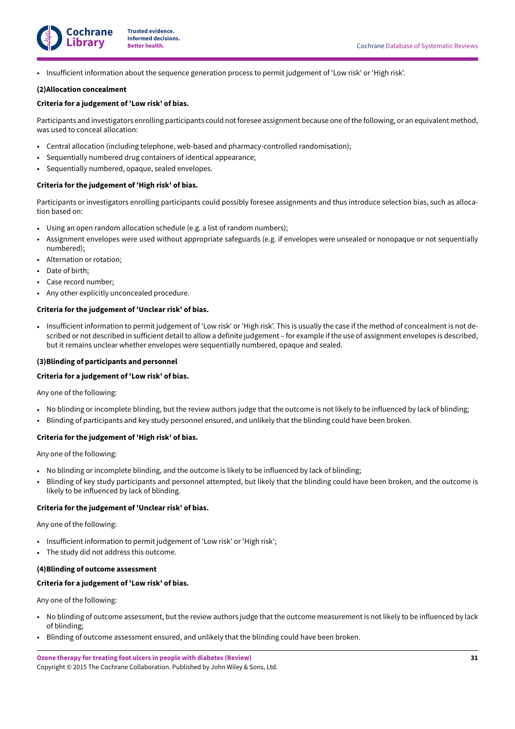- Insufficient information about the sequence generation process to permit judgement of 'Low risk' or 'High risk'.

**(2)Allocation concealment**

**Criteria for a judgement of 'Low risk' of bias.**

Participants and investigators enrolling participants could not foresee assignment because one of the following, or an equivalent method, was used to conceal allocation:

- Central allocation (including telephone, web-based and pharmacy-controlled randomisation);
- Sequentially numbered drug containers of identical appearance;
- Sequentially numbered, opaque, sealed envelopes.

**Criteria for the judgement of 'High risk' of bias.**

Participants or investigators enrolling participants could possibly foresee assignments and thus introduce selection bias, such as allocation based on:

- Using an open random allocation schedule (e.g. a list of random numbers);
- Assignment envelopes were used without appropriate safeguards (e.g. if envelopes were unsealed or nonopaque or not sequentially numbered);
- Alternation or rotation;
- Date of birth;
- Case record number;
- Any other explicitly unconcealed procedure.

**Criteria for the judgement of 'Unclear risk' of bias.**

- Insufficient information to permit judgement of 'Low risk' or 'High risk'. This is usually the case if the method of concealment is not described or not described in sufficient detail to allow a definite judgement – for example if the use of assignment envelopes is described, but it remains unclear whether envelopes were sequentially numbered, opaque and sealed.

**(3)Blinding of participants and personnel**

**Criteria for a judgement of 'Low risk' of bias.**

Any one of the following:

- No blinding or incomplete blinding, but the review authors judge that the outcome is not likely to be influenced by lack of blinding;
- Blinding of participants and key study personnel ensured, and unlikely that the blinding could have been broken.

**Criteria for the judgement of 'High risk' of bias.**

Any one of the following:

- No blinding or incomplete blinding, and the outcome is likely to be influenced by lack of blinding;
- Blinding of key study participants and personnel attempted, but likely that the blinding could have been broken, and the outcome is likely to be influenced by lack of blinding.

**Criteria for the judgement of 'Unclear risk' of bias.**

Any one of the following:

- Insufficient information to permit judgement of 'Low risk' or 'High risk';
- The study did not address this outcome.

**(4)Blinding of outcome assessment**

**Criteria for a judgement of 'Low risk' of bias.**

Any one of the following:

- No blinding of outcome assessment, but the review authors judge that the outcome measurement is not likely to be influenced by lack of blinding;
- Blinding of outcome assessment ensured, and unlikely that the blinding could have been broken.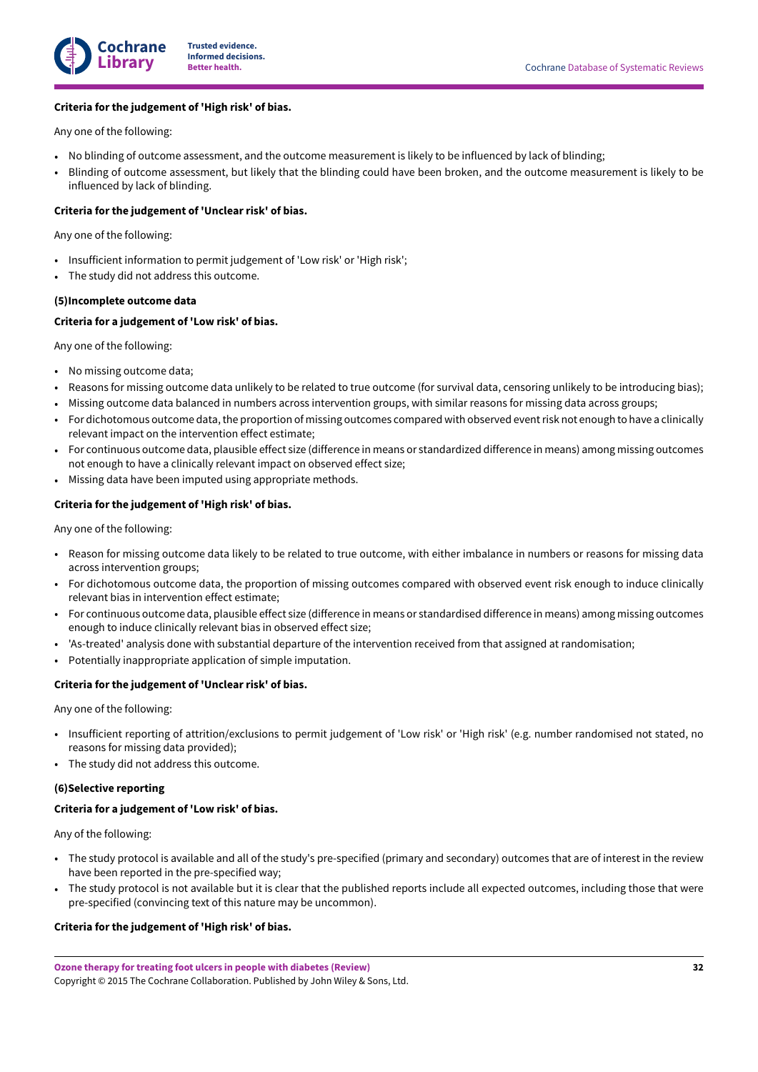**Criteria for the judgement of 'High risk' of bias.**

Any one of the following:

- No blinding of outcome assessment, and the outcome measurement is likely to be influenced by lack of blinding;
- Blinding of outcome assessment, but likely that the blinding could have been broken, and the outcome measurement is likely to be influenced by lack of blinding.

**Criteria for the judgement of 'Unclear risk' of bias.**

Any one of the following:

- Insufficient information to permit judgement of 'Low risk' or 'High risk';
- The study did not address this outcome.

**(5)Incomplete outcome data**

**Criteria for a judgement of 'Low risk' of bias.**

Any one of the following:

- No missing outcome data;
- Reasons for missing outcome data unlikely to be related to true outcome (for survival data, censoring unlikely to be introducing bias);
- Missing outcome data balanced in numbers across intervention groups, with similar reasons for missing data across groups;
- For dichotomous outcome data, the proportion of missing outcomes compared with observed event risk not enough to have a clinically relevant impact on the intervention effect estimate;
- For continuous outcome data, plausible effect size (difference in means or standardized difference in means) among missing outcomes not enough to have a clinically relevant impact on observed effect size;
- Missing data have been imputed using appropriate methods.

**Criteria for the judgement of 'High risk' of bias.**

Any one of the following:

- Reason for missing outcome data likely to be related to true outcome, with either imbalance in numbers or reasons for missing data across intervention groups;
- For dichotomous outcome data, the proportion of missing outcomes compared with observed event risk enough to induce clinically relevant bias in intervention effect estimate;
- For continuous outcome data, plausible effect size (difference in means or standardised difference in means) among missing outcomes enough to induce clinically relevant bias in observed effect size;
- 'As-treated' analysis done with substantial departure of the intervention received from that assigned at randomisation;
- Potentially inappropriate application of simple imputation.

**Criteria for the judgement of 'Unclear risk' of bias.**

Any one of the following:

- Insufficient reporting of attrition/exclusions to permit judgement of 'Low risk' or 'High risk' (e.g. number randomised not stated, no reasons for missing data provided);
- The study did not address this outcome.

**(6)Selective reporting**

**Criteria for a judgement of 'Low risk' of bias.**

Any of the following:

- The study protocol is available and all of the study's pre-specified (primary and secondary) outcomes that are of interest in the review have been reported in the pre-specified way;
- The study protocol is not available but it is clear that the published reports include all expected outcomes, including those that were pre-specified (convincing text of this nature may be uncommon).

**Criteria for the judgement of 'High risk' of bias.**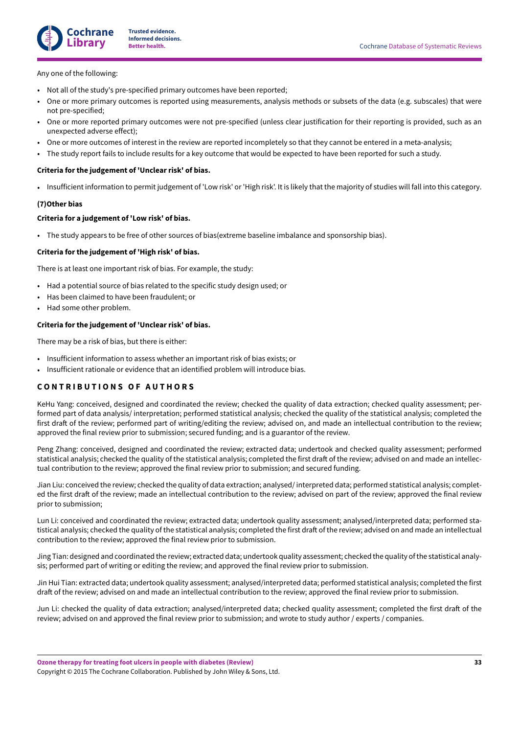Any one of the following:

- Not all of the study's pre-specified primary outcomes have been reported;
- One or more primary outcomes is reported using measurements, analysis methods or subsets of the data (e.g. subscales) that were not pre-specified;
- One or more reported primary outcomes were not pre-specified (unless clear justification for their reporting is provided, such as an unexpected adverse effect);
- One or more outcomes of interest in the review are reported incompletely so that they cannot be entered in a meta-analysis;
- The study report fails to include results for a key outcome that would be expected to have been reported for such a study.

**Criteria for the judgement of 'Unclear risk' of bias.**

- Insufficient information to permit judgement of 'Low risk' or 'High risk'. It is likely that the majority of studies will fall into this category.

**(7)Other bias**

**Criteria for a judgement of 'Low risk' of bias.**

- The study appears to be free of other sources of bias(extreme baseline imbalance and sponsorship bias).

**Criteria for the judgement of 'High risk' of bias.**

There is at least one important risk of bias. For example, the study:

- Had a potential source of bias related to the specific study design used; or
- Has been claimed to have been fraudulent; or
- Had some other problem.

**Criteria for the judgement of 'Unclear risk' of bias.**

There may be a risk of bias, but there is either:

- Insufficient information to assess whether an important risk of bias exists; or
- Insufficient rationale or evidence that an identified problem will introduce bias.

## CONTRIBUTIONS OF AUTHORS

KeHu Yang: conceived, designed and coordinated the review; checked the quality of data extraction; checked quality assessment; performed part of data analysis/ interpretation; performed statistical analysis; checked the quality of the statistical analysis; completed the first draft of the review; performed part of writing/editing the review; advised on, and made an intellectual contribution to the review; approved the final review prior to submission; secured funding; and is a guarantor of the review.

Peng Zhang: conceived, designed and coordinated the review; extracted data; undertook and checked quality assessment; performed statistical analysis; checked the quality of the statistical analysis; completed the first draft of the review; advised on and made an intellectual contribution to the review; approved the final review prior to submission; and secured funding.

Jian Liu: conceived the review; checked the quality of data extraction; analysed/ interpreted data; performed statistical analysis; completed the first draft of the review; made an intellectual contribution to the review; advised on part of the review; approved the final review prior to submission;

Lun Li: conceived and coordinated the review; extracted data; undertook quality assessment; analysed/interpreted data; performed statistical analysis; checked the quality of the statistical analysis; completed the first draft of the review; advised on and made an intellectual contribution to the review; approved the final review prior to submission.

Jing Tian: designed and coordinated the review; extracted data; undertook quality assessment; checked the quality of the statistical analysis; performed part of writing or editing the review; and approved the final review prior to submission.

Jin Hui Tian: extracted data; undertook quality assessment; analysed/interpreted data; performed statistical analysis; completed the first draft of the review; advised on and made an intellectual contribution to the review; approved the final review prior to submission.

Jun Li: checked the quality of data extraction; analysed/interpreted data; checked quality assessment; completed the first draft of the review; advised on and approved the final review prior to submission; and wrote to study author / experts / companies.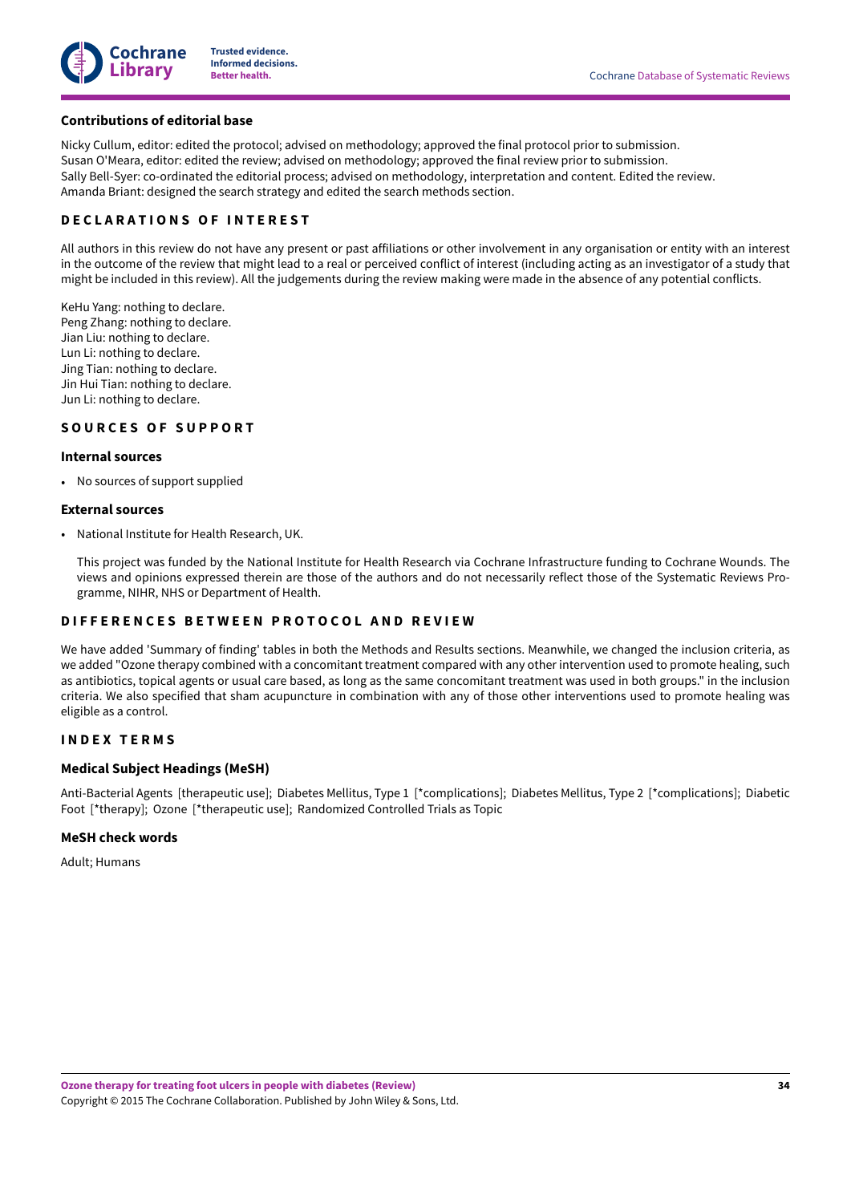### Contributions of editorial base

Nicky Cullum, editor: edited the protocol; advised on methodology; approved the final protocol prior to submission.
Susan O'Meara, editor: edited the review; advised on methodology; approved the final review prior to submission.
Sally Bell-Syer: co-ordinated the editorial process; advised on methodology, interpretation and content. Edited the review.
Amanda Briant: designed the search strategy and edited the search methods section.

## DECLARATIONS OF INTEREST

All authors in this review do not have any present or past affiliations or other involvement in any organisation or entity with an interest in the outcome of the review that might lead to a real or perceived conflict of interest (including acting as an investigator of a study that might be included in this review). All the judgements during the review making were made in the absence of any potential conflicts.

KeHu Yang: nothing to declare.
Peng Zhang: nothing to declare.
Jian Liu: nothing to declare.
Lun Li: nothing to declare.
Jing Tian: nothing to declare.
Jin Hui Tian: nothing to declare.
Jun Li: nothing to declare.

## SOURCES OF SUPPORT

### Internal sources

- No sources of support supplied

### External sources

- National Institute for Health Research, UK.

  This project was funded by the National Institute for Health Research via Cochrane Infrastructure funding to Cochrane Wounds. The views and opinions expressed therein are those of the authors and do not necessarily reflect those of the Systematic Reviews Programme, NIHR, NHS or Department of Health.

## DIFFERENCES BETWEEN PROTOCOL AND REVIEW

We have added 'Summary of finding' tables in both the Methods and Results sections. Meanwhile, we changed the inclusion criteria, as we added "Ozone therapy combined with a concomitant treatment compared with any other intervention used to promote healing, such as antibiotics, topical agents or usual care based, as long as the same concomitant treatment was used in both groups." in the inclusion criteria. We also specified that sham acupuncture in combination with any of those other interventions used to promote healing was eligible as a control.

## INDEX TERMS

### Medical Subject Headings (MeSH)

Anti-Bacterial Agents [therapeutic use]; Diabetes Mellitus, Type 1 [*complications]; Diabetes Mellitus, Type 2 [*complications]; Diabetic Foot [*therapy]; Ozone [*therapeutic use]; Randomized Controlled Trials as Topic

### MeSH check words

Adult; Humans